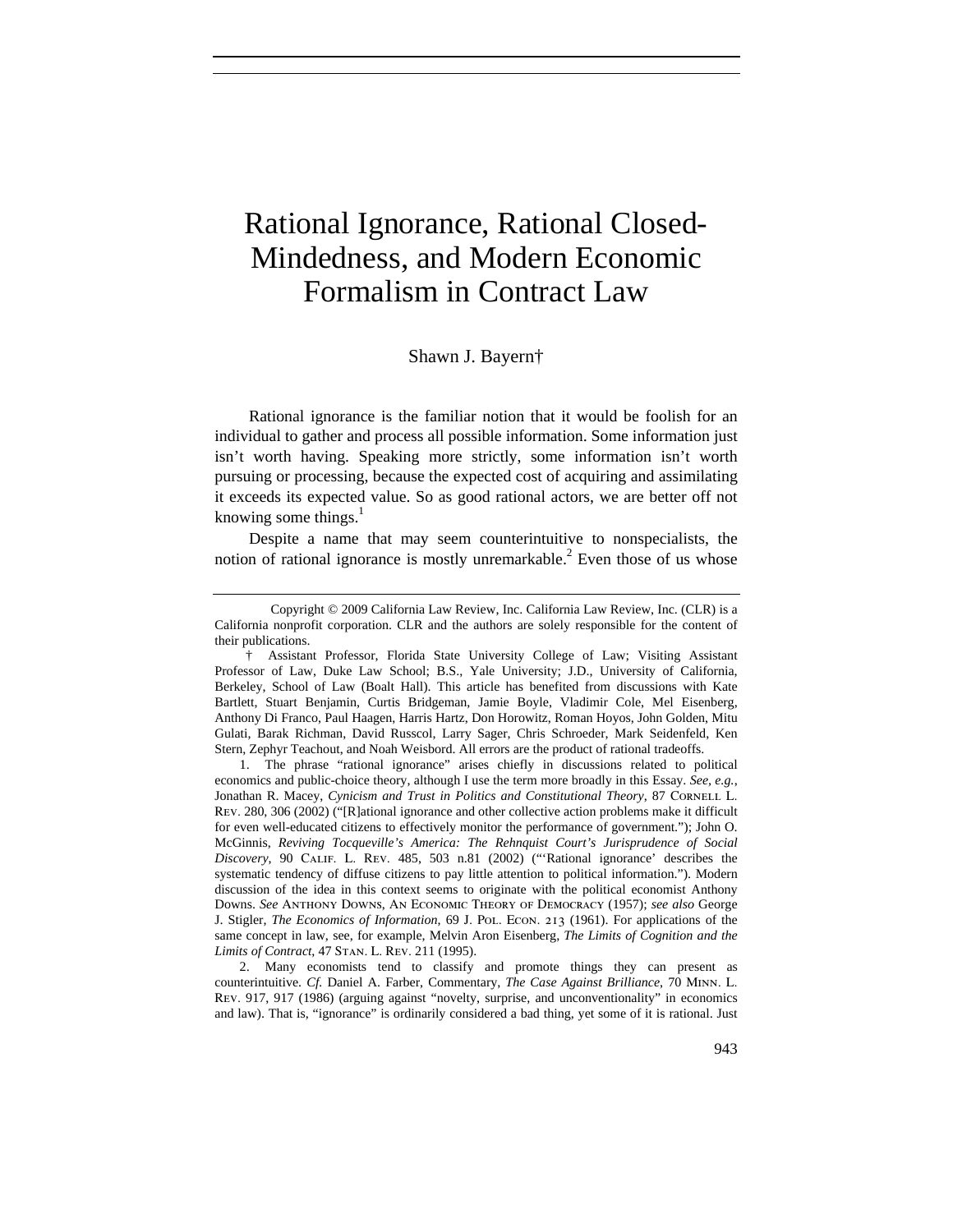# Rational Ignorance, Rational Closed-Mindedness, and Modern Economic Formalism in Contract Law

Shawn J. Bayern†

Rational ignorance is the familiar notion that it would be foolish for an individual to gather and process all possible information. Some information just isn't worth having. Speaking more strictly, some information isn't worth pursuing or processing, because the expected cost of acquiring and assimilating it exceeds its expected value. So as good rational actors, we are better off not knowing some things.[1]

Despite a name that may seem counterintuitive to nonspecialists, the notion of rational ignorance is mostly unremarkable.[2] Even those of us whose

---

Copyright © 2009 California Law Review, Inc. California Law Review, Inc. (CLR) is a California nonprofit corporation. CLR and the authors are solely responsible for the content of their publications.

† Assistant Professor, Florida State University College of Law; Visiting Assistant Professor of Law, Duke Law School; B.S., Yale University; J.D., University of California, Berkeley, School of Law (Boalt Hall). This article has benefited from discussions with Kate Bartlett, Stuart Benjamin, Curtis Bridgeman, Jamie Boyle, Vladimir Cole, Mel Eisenberg, Anthony Di Franco, Paul Haagen, Harris Hartz, Don Horowitz, Roman Hoyos, John Golden, Mitu Gulati, Barak Richman, David Russcol, Larry Sager, Chris Schroeder, Mark Seidenfeld, Ken Stern, Zephyr Teachout, and Noah Weisbord. All errors are the product of rational tradeoffs.

1. The phrase "rational ignorance" arises chiefly in discussions related to political economics and public-choice theory, although I use the term more broadly in this Essay. *See, e.g.*, Jonathan R. Macey, *Cynicism and Trust in Politics and Constitutional Theory*, 87 Cornell L. Rev. 280, 306 (2002) ("[R]ational ignorance and other collective action problems make it difficult for even well-educated citizens to effectively monitor the performance of government."); John O. McGinnis, *Reviving Tocqueville's America: The Rehnquist Court's Jurisprudence of Social Discovery*, 90 Calif. L. Rev. 485, 503 n.81 (2002) ("'Rational ignorance' describes the systematic tendency of diffuse citizens to pay little attention to political information."). Modern discussion of the idea in this context seems to originate with the political economist Anthony Downs. *See* Anthony Downs, An Economic Theory of Democracy (1957); *see also* George J. Stigler, *The Economics of Information*, 69 J. Pol. Econ. 213 (1961). For applications of the same concept in law, see, for example, Melvin Aron Eisenberg, *The Limits of Cognition and the Limits of Contract*, 47 Stan. L. Rev. 211 (1995).

2. Many economists tend to classify and promote things they can present as counterintuitive. *Cf.* Daniel A. Farber, Commentary, *The Case Against Brilliance*, 70 Minn. L. Rev. 917, 917 (1986) (arguing against "novelty, surprise, and unconventionality" in economics and law). That is, "ignorance" is ordinarily considered a bad thing, yet some of it is rational. Just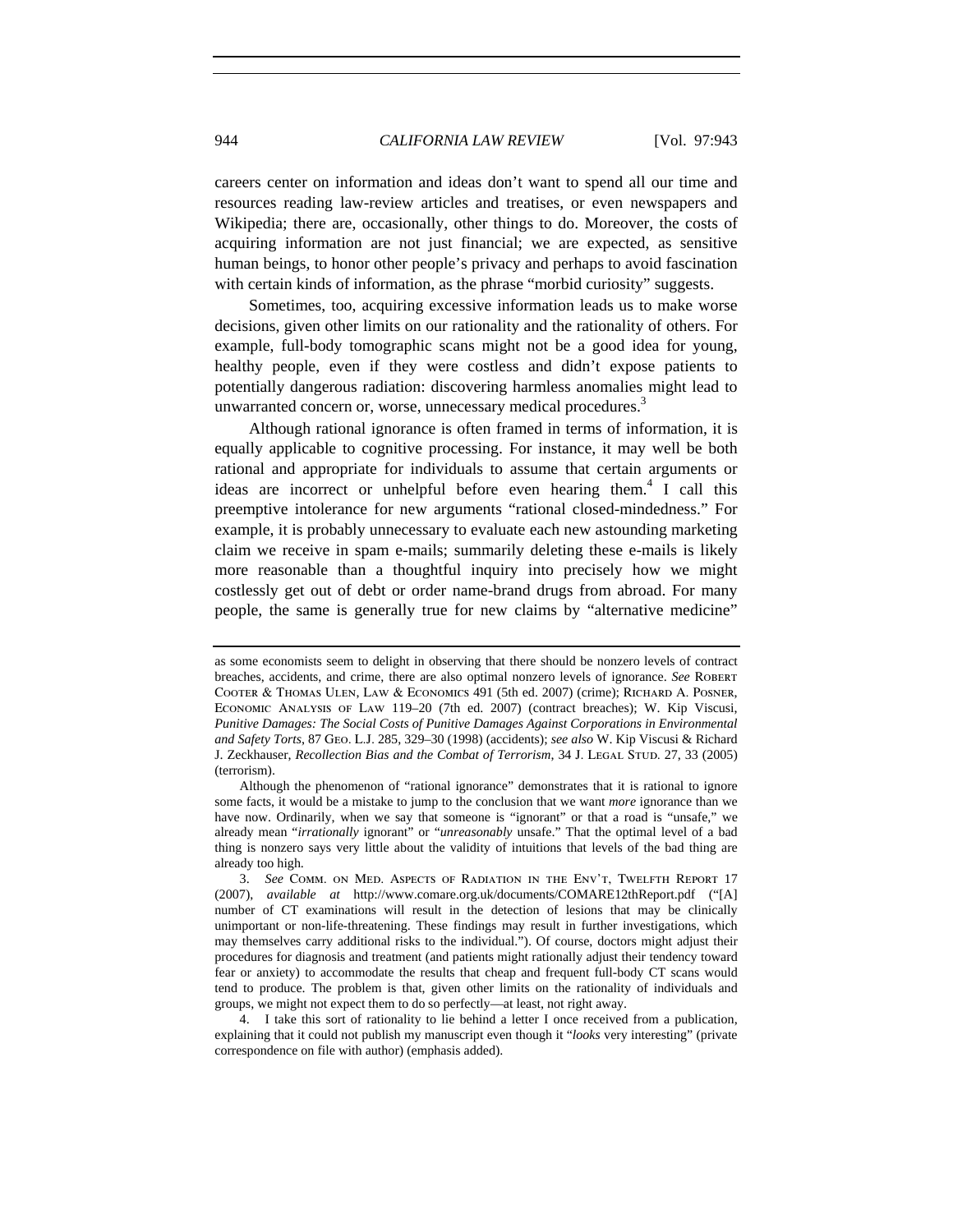careers center on information and ideas don't want to spend all our time and resources reading law-review articles and treatises, or even newspapers and Wikipedia; there are, occasionally, other things to do. Moreover, the costs of acquiring information are not just financial; we are expected, as sensitive human beings, to honor other people's privacy and perhaps to avoid fascination with certain kinds of information, as the phrase "morbid curiosity" suggests.

Sometimes, too, acquiring excessive information leads us to make worse decisions, given other limits on our rationality and the rationality of others. For example, full-body tomographic scans might not be a good idea for young, healthy people, even if they were costless and didn't expose patients to potentially dangerous radiation: discovering harmless anomalies might lead to unwarranted concern or, worse, unnecessary medical procedures.[3]

Although rational ignorance is often framed in terms of information, it is equally applicable to cognitive processing. For instance, it may well be both rational and appropriate for individuals to assume that certain arguments or ideas are incorrect or unhelpful before even hearing them.[4] I call this preemptive intolerance for new arguments "rational closed-mindedness." For example, it is probably unnecessary to evaluate each new astounding marketing claim we receive in spam e-mails; summarily deleting these e-mails is likely more reasonable than a thoughtful inquiry into precisely how we might costlessly get out of debt or order name-brand drugs from abroad. For many people, the same is generally true for new claims by "alternative medicine"

---

as some economists seem to delight in observing that there should be nonzero levels of contract breaches, accidents, and crime, there are also optimal nonzero levels of ignorance. *See* Robert Cooter & Thomas Ulen, Law & Economics 491 (5th ed. 2007) (crime); Richard A. Posner, Economic Analysis of Law 119–20 (7th ed. 2007) (contract breaches); W. Kip Viscusi, *Punitive Damages: The Social Costs of Punitive Damages Against Corporations in Environmental and Safety Torts*, 87 Geo. L.J. 285, 329–30 (1998) (accidents); *see also* W. Kip Viscusi & Richard J. Zeckhauser, *Recollection Bias and the Combat of Terrorism*, 34 J. Legal Stud. 27, 33 (2005) (terrorism).

Although the phenomenon of "rational ignorance" demonstrates that it is rational to ignore some facts, it would be a mistake to jump to the conclusion that we want *more* ignorance than we have now. Ordinarily, when we say that someone is "ignorant" or that a road is "unsafe," we already mean "*irrationally* ignorant" or "*unreasonably* unsafe." That the optimal level of a bad thing is nonzero says very little about the validity of intuitions that levels of the bad thing are already too high.

3. *See* Comm. on Med. Aspects of Radiation in the Env't, Twelfth Report 17 (2007), *available at* http://www.comare.org.uk/documents/COMARE12thReport.pdf ("[A] number of CT examinations will result in the detection of lesions that may be clinically unimportant or non-life-threatening. These findings may result in further investigations, which may themselves carry additional risks to the individual."). Of course, doctors might adjust their procedures for diagnosis and treatment (and patients might rationally adjust their tendency toward fear or anxiety) to accommodate the results that cheap and frequent full-body CT scans would tend to produce. The problem is that, given other limits on the rationality of individuals and groups, we might not expect them to do so perfectly—at least, not right away.

4. I take this sort of rationality to lie behind a letter I once received from a publication, explaining that it could not publish my manuscript even though it "*looks* very interesting" (private correspondence on file with author) (emphasis added).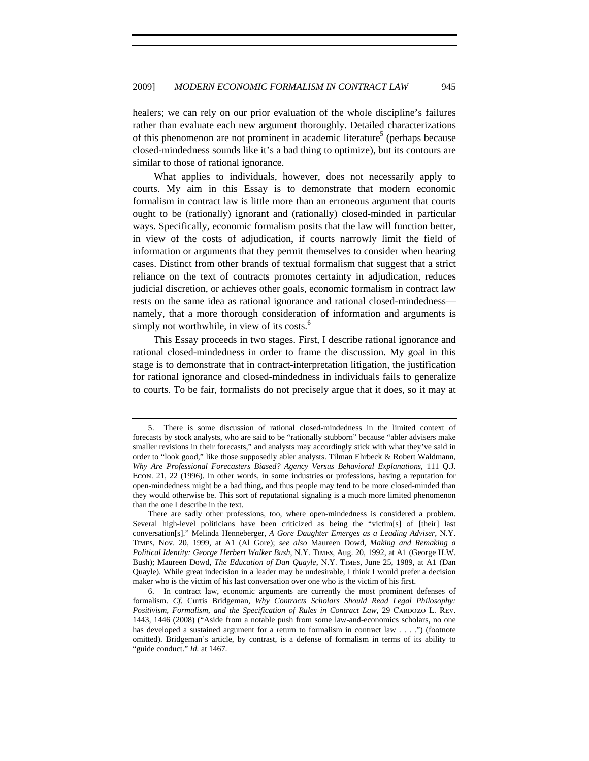healers; we can rely on our prior evaluation of the whole discipline's failures rather than evaluate each new argument thoroughly. Detailed characterizations of this phenomenon are not prominent in academic literature[5] (perhaps because closed-mindedness sounds like it's a bad thing to optimize), but its contours are similar to those of rational ignorance.

What applies to individuals, however, does not necessarily apply to courts. My aim in this Essay is to demonstrate that modern economic formalism in contract law is little more than an erroneous argument that courts ought to be (rationally) ignorant and (rationally) closed-minded in particular ways. Specifically, economic formalism posits that the law will function better, in view of the costs of adjudication, if courts narrowly limit the field of information or arguments that they permit themselves to consider when hearing cases. Distinct from other brands of textual formalism that suggest that a strict reliance on the text of contracts promotes certainty in adjudication, reduces judicial discretion, or achieves other goals, economic formalism in contract law rests on the same idea as rational ignorance and rational closed-mindedness—namely, that a more thorough consideration of information and arguments is simply not worthwhile, in view of its costs.[6]

This Essay proceeds in two stages. First, I describe rational ignorance and rational closed-mindedness in order to frame the discussion. My goal in this stage is to demonstrate that in contract-interpretation litigation, the justification for rational ignorance and closed-mindedness in individuals fails to generalize to courts. To be fair, formalists do not precisely argue that it does, so it may at

---

5. There is some discussion of rational closed-mindedness in the limited context of forecasts by stock analysts, who are said to be "rationally stubborn" because "abler advisers make smaller revisions in their forecasts," and analysts may accordingly stick with what they've said in order to "look good," like those supposedly abler analysts. Tilman Ehrbeck & Robert Waldmann, *Why Are Professional Forecasters Biased? Agency Versus Behavioral Explanations*, 111 Q.J. ECON. 21, 22 (1996). In other words, in some industries or professions, having a reputation for open-mindedness might be a bad thing, and thus people may tend to be more closed-minded than they would otherwise be. This sort of reputational signaling is a much more limited phenomenon than the one I describe in the text.

There are sadly other professions, too, where open-mindedness is considered a problem. Several high-level politicians have been criticized as being the "victim[s] of [their] last conversation[s]." Melinda Henneberger, *A Gore Daughter Emerges as a Leading Adviser*, N.Y. TIMES, Nov. 20, 1999, at A1 (Al Gore); *see also* Maureen Dowd, *Making and Remaking a Political Identity: George Herbert Walker Bush*, N.Y. TIMES, Aug. 20, 1992, at A1 (George H.W. Bush); Maureen Dowd, *The Education of Dan Quayle*, N.Y. TIMES, June 25, 1989, at A1 (Dan Quayle). While great indecision in a leader may be undesirable, I think I would prefer a decision maker who is the victim of his last conversation over one who is the victim of his first.

6. In contract law, economic arguments are currently the most prominent defenses of formalism. *Cf.* Curtis Bridgeman, *Why Contracts Scholars Should Read Legal Philosophy: Positivism, Formalism, and the Specification of Rules in Contract Law*, 29 CARDOZO L. REV. 1443, 1446 (2008) ("Aside from a notable push from some law-and-economics scholars, no one has developed a sustained argument for a return to formalism in contract law . . . .") (footnote omitted). Bridgeman's article, by contrast, is a defense of formalism in terms of its ability to "guide conduct." *Id.* at 1467.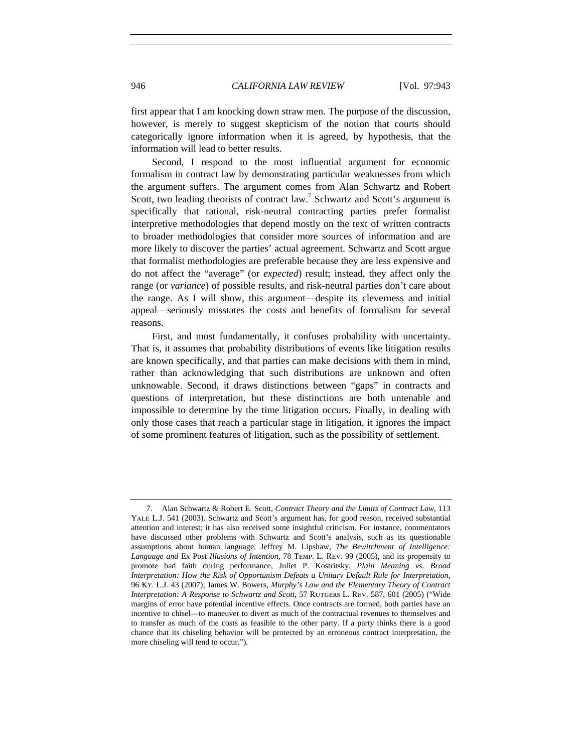first appear that I am knocking down straw men. The purpose of the discussion, however, is merely to suggest skepticism of the notion that courts should categorically ignore information when it is agreed, by hypothesis, that the information will lead to better results.

Second, I respond to the most influential argument for economic formalism in contract law by demonstrating particular weaknesses from which the argument suffers. The argument comes from Alan Schwartz and Robert Scott, two leading theorists of contract law.[7] Schwartz and Scott's argument is specifically that rational, risk-neutral contracting parties prefer formalist interpretive methodologies that depend mostly on the text of written contracts to broader methodologies that consider more sources of information and are more likely to discover the parties' actual agreement. Schwartz and Scott argue that formalist methodologies are preferable because they are less expensive and do not affect the "average" (or *expected*) result; instead, they affect only the range (or *variance*) of possible results, and risk-neutral parties don't care about the range. As I will show, this argument—despite its cleverness and initial appeal—seriously misstates the costs and benefits of formalism for several reasons.

First, and most fundamentally, it confuses probability with uncertainty. That is, it assumes that probability distributions of events like litigation results are known specifically, and that parties can make decisions with them in mind, rather than acknowledging that such distributions are unknown and often unknowable. Second, it draws distinctions between "gaps" in contracts and questions of interpretation, but these distinctions are both untenable and impossible to determine by the time litigation occurs. Finally, in dealing with only those cases that reach a particular stage in litigation, it ignores the impact of some prominent features of litigation, such as the possibility of settlement.

---

7. Alan Schwartz & Robert E. Scott, *Contract Theory and the Limits of Contract Law*, 113 YALE L.J. 541 (2003). Schwartz and Scott's argument has, for good reason, received substantial attention and interest; it has also received some insightful criticism. For instance, commentators have discussed other problems with Schwartz and Scott's analysis, such as its questionable assumptions about human language, Jeffrey M. Lipshaw, *The Bewitchment of Intelligence: Language and* Ex Post *Illusions of Intention*, 78 TEMP. L. REV. 99 (2005), and its propensity to promote bad faith during performance, Juliet P. Kostritsky, *Plain Meaning vs. Broad Interpretation: How the Risk of Opportunism Defeats a Unitary Default Rule for Interpretation*, 96 KY. L.J. 43 (2007); James W. Bowers, *Murphy's Law and the Elementary Theory of Contract Interpretation: A Response to Schwartz and Scott*, 57 RUTGERS L. REV. 587, 601 (2005) ("Wide margins of error have potential incentive effects. Once contracts are formed, both parties have an incentive to chisel—to maneuver to divert as much of the contractual revenues to themselves and to transfer as much of the costs as feasible to the other party. If a party thinks there is a good chance that its chiseling behavior will be protected by an erroneous contract interpretation, the more chiseling will tend to occur.").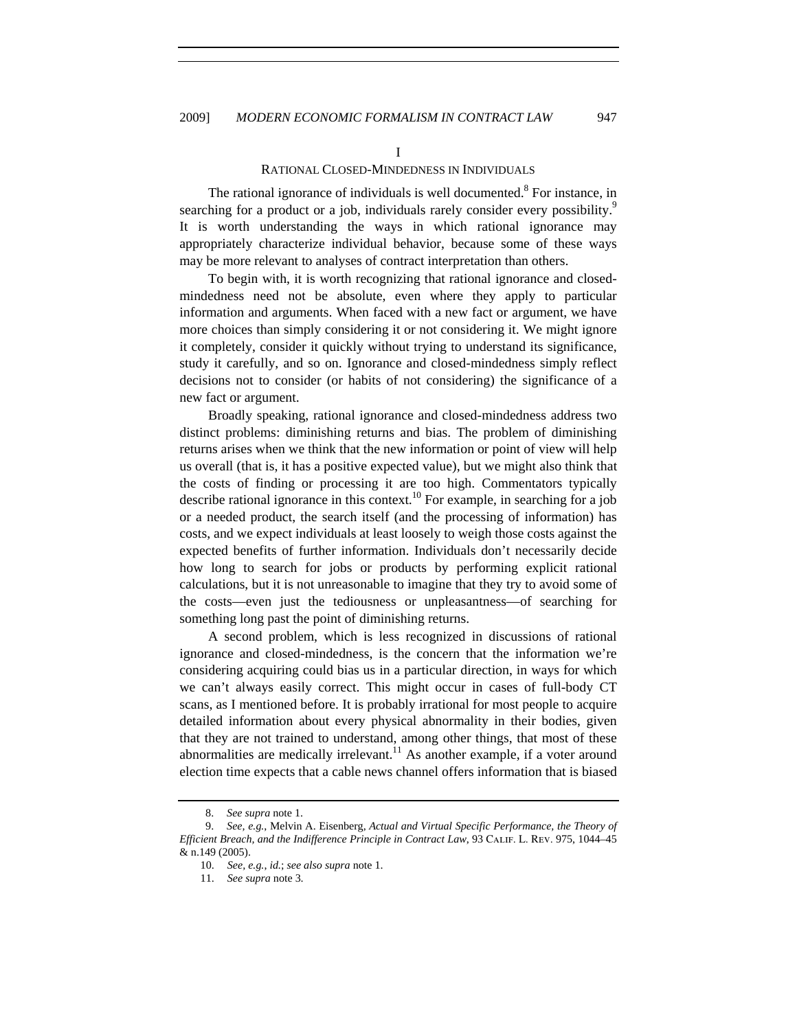# I

## RATIONAL CLOSED-MINDEDNESS IN INDIVIDUALS

The rational ignorance of individuals is well documented.[8] For instance, in searching for a product or a job, individuals rarely consider every possibility.[9] It is worth understanding the ways in which rational ignorance may appropriately characterize individual behavior, because some of these ways may be more relevant to analyses of contract interpretation than others.

To begin with, it is worth recognizing that rational ignorance and closed-mindedness need not be absolute, even where they apply to particular information and arguments. When faced with a new fact or argument, we have more choices than simply considering it or not considering it. We might ignore it completely, consider it quickly without trying to understand its significance, study it carefully, and so on. Ignorance and closed-mindedness simply reflect decisions not to consider (or habits of not considering) the significance of a new fact or argument.

Broadly speaking, rational ignorance and closed-mindedness address two distinct problems: diminishing returns and bias. The problem of diminishing returns arises when we think that the new information or point of view will help us overall (that is, it has a positive expected value), but we might also think that the costs of finding or processing it are too high. Commentators typically describe rational ignorance in this context.[10] For example, in searching for a job or a needed product, the search itself (and the processing of information) has costs, and we expect individuals at least loosely to weigh those costs against the expected benefits of further information. Individuals don't necessarily decide how long to search for jobs or products by performing explicit rational calculations, but it is not unreasonable to imagine that they try to avoid some of the costs—even just the tediousness or unpleasantness—of searching for something long past the point of diminishing returns.

A second problem, which is less recognized in discussions of rational ignorance and closed-mindedness, is the concern that the information we're considering acquiring could bias us in a particular direction, in ways for which we can't always easily correct. This might occur in cases of full-body CT scans, as I mentioned before. It is probably irrational for most people to acquire detailed information about every physical abnormality in their bodies, given that they are not trained to understand, among other things, that most of these abnormalities are medically irrelevant.[11] As another example, if a voter around election time expects that a cable news channel offers information that is biased

---

8. *See supra* note 1.

9. *See, e.g.*, Melvin A. Eisenberg, *Actual and Virtual Specific Performance, the Theory of Efficient Breach, and the Indifference Principle in Contract Law*, 93 CALIF. L. REV. 975, 1044–45 & n.149 (2005).

10. *See, e.g.*, *id.*; *see also supra* note 1.

11. *See supra* note 3.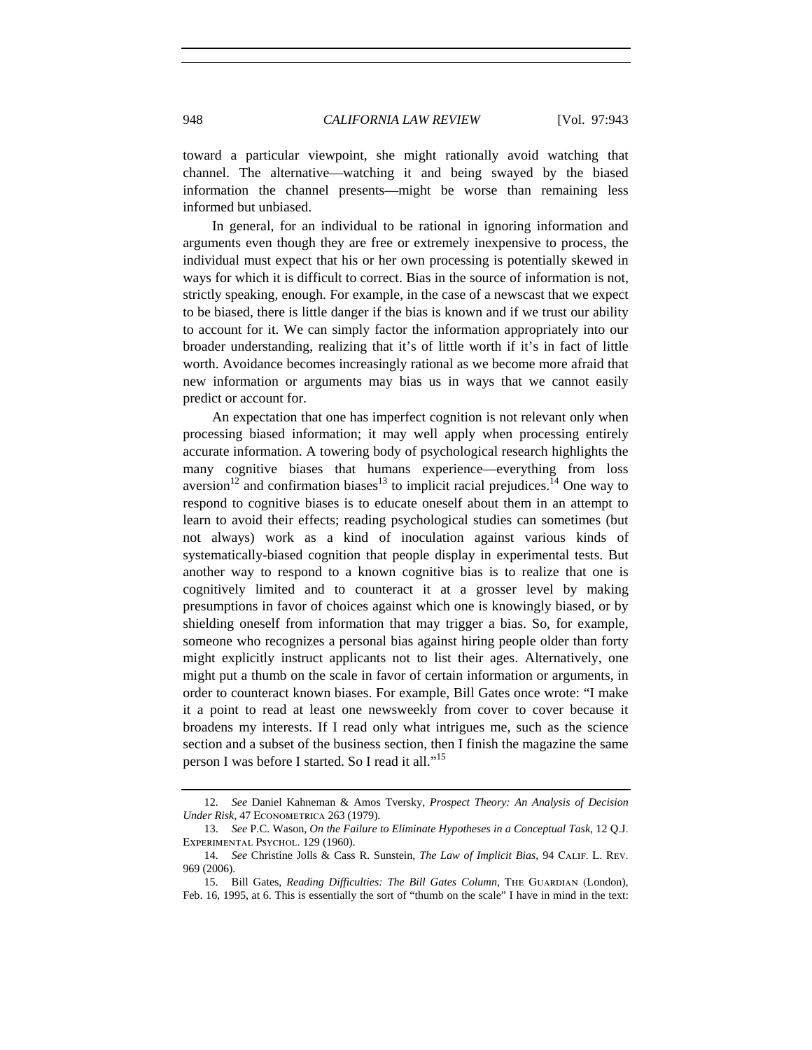toward a particular viewpoint, she might rationally avoid watching that channel. The alternative—watching it and being swayed by the biased information the channel presents—might be worse than remaining less informed but unbiased.

In general, for an individual to be rational in ignoring information and arguments even though they are free or extremely inexpensive to process, the individual must expect that his or her own processing is potentially skewed in ways for which it is difficult to correct. Bias in the source of information is not, strictly speaking, enough. For example, in the case of a newscast that we expect to be biased, there is little danger if the bias is known and if we trust our ability to account for it. We can simply factor the information appropriately into our broader understanding, realizing that it's of little worth if it's in fact of little worth. Avoidance becomes increasingly rational as we become more afraid that new information or arguments may bias us in ways that we cannot easily predict or account for.

An expectation that one has imperfect cognition is not relevant only when processing biased information; it may well apply when processing entirely accurate information. A towering body of psychological research highlights the many cognitive biases that humans experience—everything from loss aversion[12] and confirmation biases[13] to implicit racial prejudices.[14] One way to respond to cognitive biases is to educate oneself about them in an attempt to learn to avoid their effects; reading psychological studies can sometimes (but not always) work as a kind of inoculation against various kinds of systematically-biased cognition that people display in experimental tests. But another way to respond to a known cognitive bias is to realize that one is cognitively limited and to counteract it at a grosser level by making presumptions in favor of choices against which one is knowingly biased, or by shielding oneself from information that may trigger a bias. So, for example, someone who recognizes a personal bias against hiring people older than forty might explicitly instruct applicants not to list their ages. Alternatively, one might put a thumb on the scale in favor of certain information or arguments, in order to counteract known biases. For example, Bill Gates once wrote: "I make it a point to read at least one newsweekly from cover to cover because it broadens my interests. If I read only what intrigues me, such as the science section and a subset of the business section, then I finish the magazine the same person I was before I started. So I read it all."[15]

---

12. *See* Daniel Kahneman & Amos Tversky, *Prospect Theory: An Analysis of Decision Under Risk*, 47 ECONOMETRICA 263 (1979).

13. *See* P.C. Wason, *On the Failure to Eliminate Hypotheses in a Conceptual Task*, 12 Q.J. EXPERIMENTAL PSYCHOL. 129 (1960).

14. *See* Christine Jolls & Cass R. Sunstein, *The Law of Implicit Bias*, 94 CALIF. L. REV. 969 (2006).

15. Bill Gates, *Reading Difficulties: The Bill Gates Column*, THE GUARDIAN (London), Feb. 16, 1995, at 6. This is essentially the sort of "thumb on the scale" I have in mind in the text: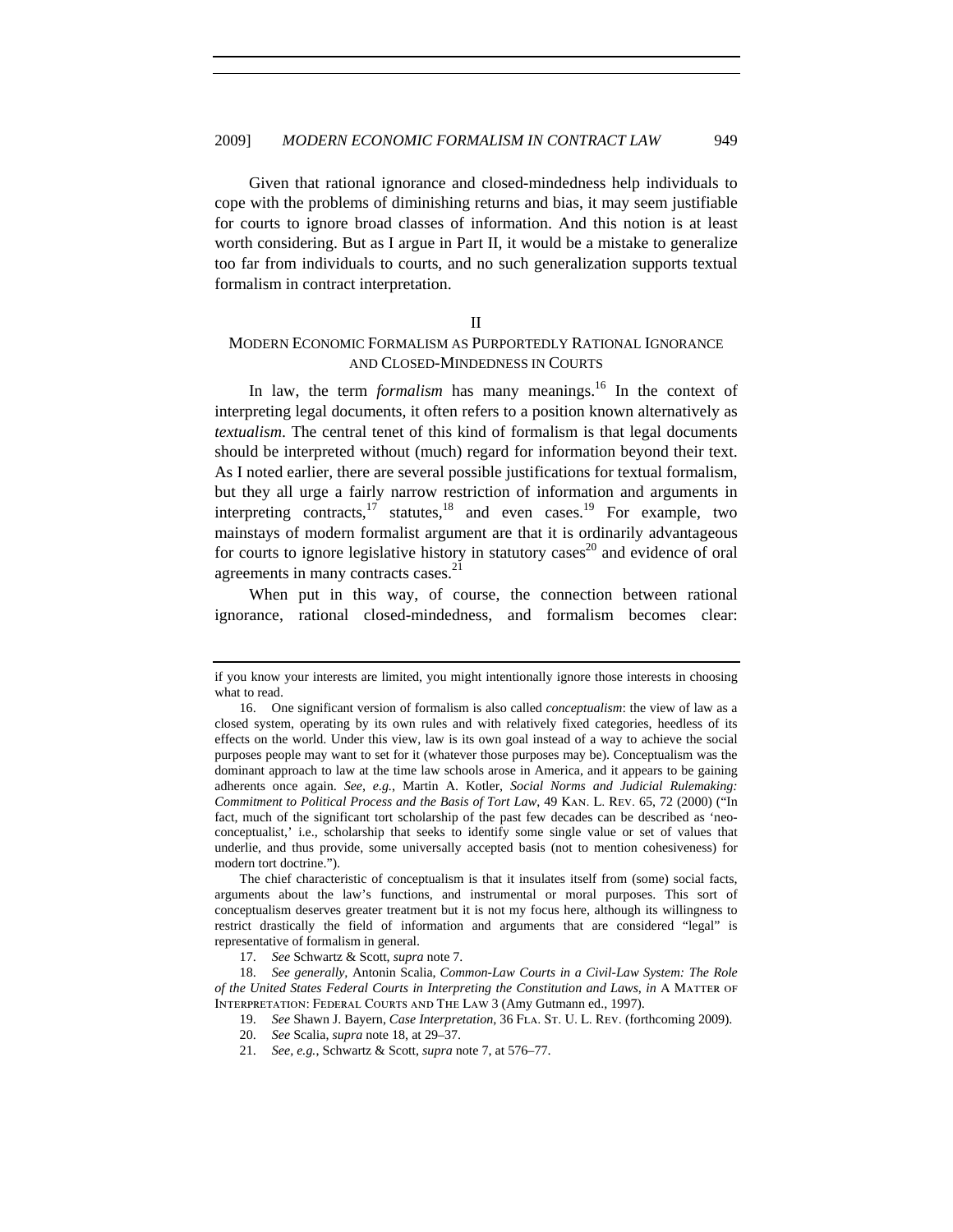Given that rational ignorance and closed-mindedness help individuals to cope with the problems of diminishing returns and bias, it may seem justifiable for courts to ignore broad classes of information. And this notion is at least worth considering. But as I argue in Part II, it would be a mistake to generalize too far from individuals to courts, and no such generalization supports textual formalism in contract interpretation.

## II
## MODERN ECONOMIC FORMALISM AS PURPORTEDLY RATIONAL IGNORANCE AND CLOSED-MINDEDNESS IN COURTS

In law, the term *formalism* has many meanings.[16] In the context of interpreting legal documents, it often refers to a position known alternatively as *textualism*. The central tenet of this kind of formalism is that legal documents should be interpreted without (much) regard for information beyond their text. As I noted earlier, there are several possible justifications for textual formalism, but they all urge a fairly narrow restriction of information and arguments in interpreting contracts,[17] statutes,[18] and even cases.[19] For example, two mainstays of modern formalist argument are that it is ordinarily advantageous for courts to ignore legislative history in statutory cases[20] and evidence of oral agreements in many contracts cases.[21]

When put in this way, of course, the connection between rational ignorance, rational closed-mindedness, and formalism becomes clear:

---

if you know your interests are limited, you might intentionally ignore those interests in choosing what to read.

16. One significant version of formalism is also called *conceptualism*: the view of law as a closed system, operating by its own rules and with relatively fixed categories, heedless of its effects on the world. Under this view, law is its own goal instead of a way to achieve the social purposes people may want to set for it (whatever those purposes may be). Conceptualism was the dominant approach to law at the time law schools arose in America, and it appears to be gaining adherents once again. *See, e.g.*, Martin A. Kotler, *Social Norms and Judicial Rulemaking: Commitment to Political Process and the Basis of Tort Law*, 49 KAN. L. REV. 65, 72 (2000) ("In fact, much of the significant tort scholarship of the past few decades can be described as 'neo-conceptualist,' i.e., scholarship that seeks to identify some single value or set of values that underlie, and thus provide, some universally accepted basis (not to mention cohesiveness) for modern tort doctrine.").

The chief characteristic of conceptualism is that it insulates itself from (some) social facts, arguments about the law's functions, and instrumental or moral purposes. This sort of conceptualism deserves greater treatment but it is not my focus here, although its willingness to restrict drastically the field of information and arguments that are considered "legal" is representative of formalism in general.

17. *See* Schwartz & Scott, *supra* note 7.

18. *See generally*, Antonin Scalia, *Common-Law Courts in a Civil-Law System: The Role of the United States Federal Courts in Interpreting the Constitution and Laws*, *in* A MATTER OF INTERPRETATION: FEDERAL COURTS AND THE LAW 3 (Amy Gutmann ed., 1997).

19. *See* Shawn J. Bayern, *Case Interpretation*, 36 FLA. ST. U. L. REV. (forthcoming 2009).

20. *See* Scalia, *supra* note 18, at 29–37.

21. *See, e.g.*, Schwartz & Scott, *supra* note 7, at 576–77.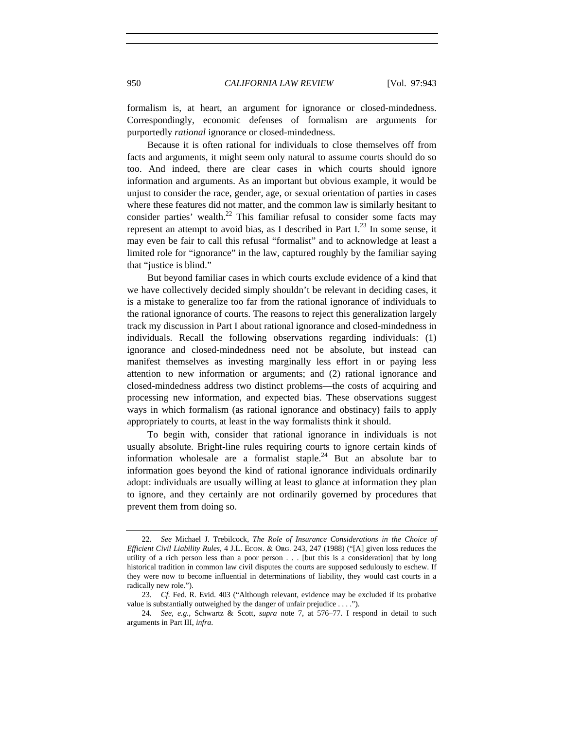formalism is, at heart, an argument for ignorance or closed-mindedness. Correspondingly, economic defenses of formalism are arguments for purportedly *rational* ignorance or closed-mindedness.

Because it is often rational for individuals to close themselves off from facts and arguments, it might seem only natural to assume courts should do so too. And indeed, there are clear cases in which courts should ignore information and arguments. As an important but obvious example, it would be unjust to consider the race, gender, age, or sexual orientation of parties in cases where these features did not matter, and the common law is similarly hesitant to consider parties' wealth.[22] This familiar refusal to consider some facts may represent an attempt to avoid bias, as I described in Part I.[23] In some sense, it may even be fair to call this refusal "formalist" and to acknowledge at least a limited role for "ignorance" in the law, captured roughly by the familiar saying that "justice is blind."

But beyond familiar cases in which courts exclude evidence of a kind that we have collectively decided simply shouldn't be relevant in deciding cases, it is a mistake to generalize too far from the rational ignorance of individuals to the rational ignorance of courts. The reasons to reject this generalization largely track my discussion in Part I about rational ignorance and closed-mindedness in individuals. Recall the following observations regarding individuals: (1) ignorance and closed-mindedness need not be absolute, but instead can manifest themselves as investing marginally less effort in or paying less attention to new information or arguments; and (2) rational ignorance and closed-mindedness address two distinct problems—the costs of acquiring and processing new information, and expected bias. These observations suggest ways in which formalism (as rational ignorance and obstinacy) fails to apply appropriately to courts, at least in the way formalists think it should.

To begin with, consider that rational ignorance in individuals is not usually absolute. Bright-line rules requiring courts to ignore certain kinds of information wholesale are a formalist staple.[24] But an absolute bar to information goes beyond the kind of rational ignorance individuals ordinarily adopt: individuals are usually willing at least to glance at information they plan to ignore, and they certainly are not ordinarily governed by procedures that prevent them from doing so.

---

22. *See* Michael J. Trebilcock, *The Role of Insurance Considerations in the Choice of Efficient Civil Liability Rules*, 4 J.L. ECON. & ORG. 243, 247 (1988) ("[A] given loss reduces the utility of a rich person less than a poor person . . . [but this is a consideration] that by long historical tradition in common law civil disputes the courts are supposed sedulously to eschew. If they were now to become influential in determinations of liability, they would cast courts in a radically new role.").

23. *Cf.* Fed. R. Evid. 403 ("Although relevant, evidence may be excluded if its probative value is substantially outweighed by the danger of unfair prejudice . . . .").

24. *See, e.g.*, Schwartz & Scott, *supra* note 7, at 576–77. I respond in detail to such arguments in Part III, *infra*.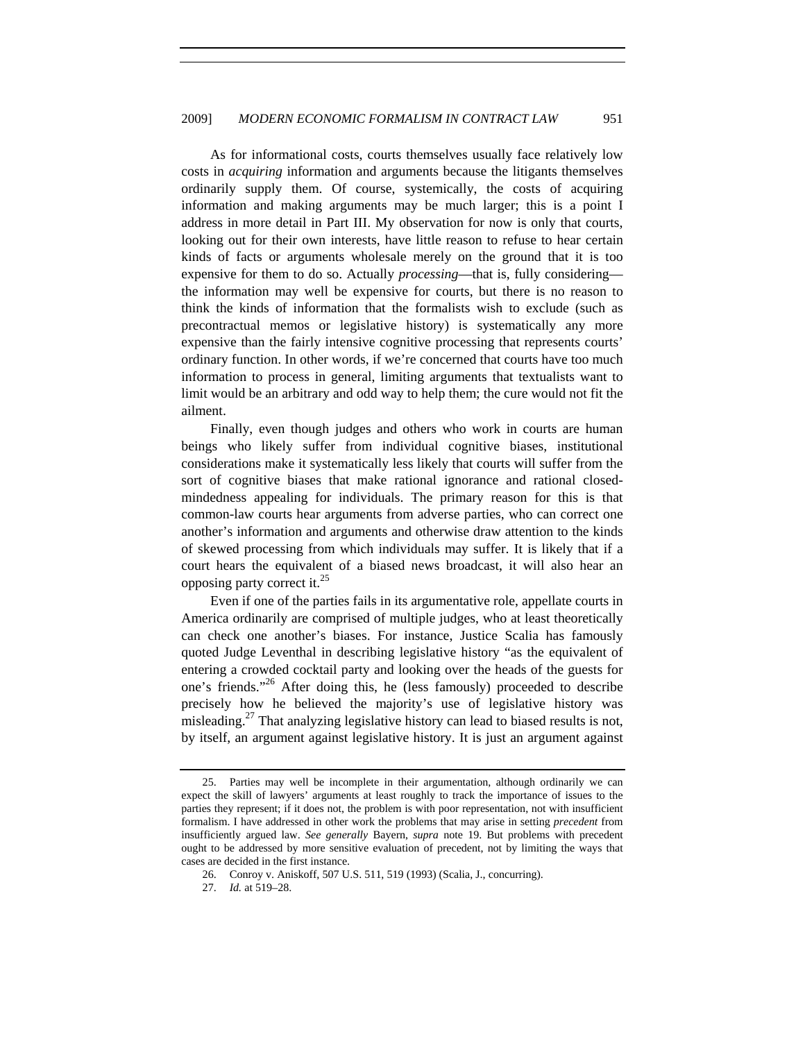As for informational costs, courts themselves usually face relatively low costs in *acquiring* information and arguments because the litigants themselves ordinarily supply them. Of course, systemically, the costs of acquiring information and making arguments may be much larger; this is a point I address in more detail in Part III. My observation for now is only that courts, looking out for their own interests, have little reason to refuse to hear certain kinds of facts or arguments wholesale merely on the ground that it is too expensive for them to do so. Actually *processing*—that is, fully considering—the information may well be expensive for courts, but there is no reason to think the kinds of information that the formalists wish to exclude (such as precontractual memos or legislative history) is systematically any more expensive than the fairly intensive cognitive processing that represents courts' ordinary function. In other words, if we're concerned that courts have too much information to process in general, limiting arguments that textualists want to limit would be an arbitrary and odd way to help them; the cure would not fit the ailment.

Finally, even though judges and others who work in courts are human beings who likely suffer from individual cognitive biases, institutional considerations make it systematically less likely that courts will suffer from the sort of cognitive biases that make rational ignorance and rational closed-mindedness appealing for individuals. The primary reason for this is that common-law courts hear arguments from adverse parties, who can correct one another's information and arguments and otherwise draw attention to the kinds of skewed processing from which individuals may suffer. It is likely that if a court hears the equivalent of a biased news broadcast, it will also hear an opposing party correct it.[25]

Even if one of the parties fails in its argumentative role, appellate courts in America ordinarily are comprised of multiple judges, who at least theoretically can check one another's biases. For instance, Justice Scalia has famously quoted Judge Leventhal in describing legislative history "as the equivalent of entering a crowded cocktail party and looking over the heads of the guests for one's friends."[26] After doing this, he (less famously) proceeded to describe precisely how he believed the majority's use of legislative history was misleading.[27] That analyzing legislative history can lead to biased results is not, by itself, an argument against legislative history. It is just an argument against

25. Parties may well be incomplete in their argumentation, although ordinarily we can expect the skill of lawyers' arguments at least roughly to track the importance of issues to the parties they represent; if it does not, the problem is with poor representation, not with insufficient formalism. I have addressed in other work the problems that may arise in setting *precedent* from insufficiently argued law. *See generally* Bayern, *supra* note 19. But problems with precedent ought to be addressed by more sensitive evaluation of precedent, not by limiting the ways that cases are decided in the first instance.

26. Conroy v. Aniskoff, 507 U.S. 511, 519 (1993) (Scalia, J., concurring).

27. *Id.* at 519–28.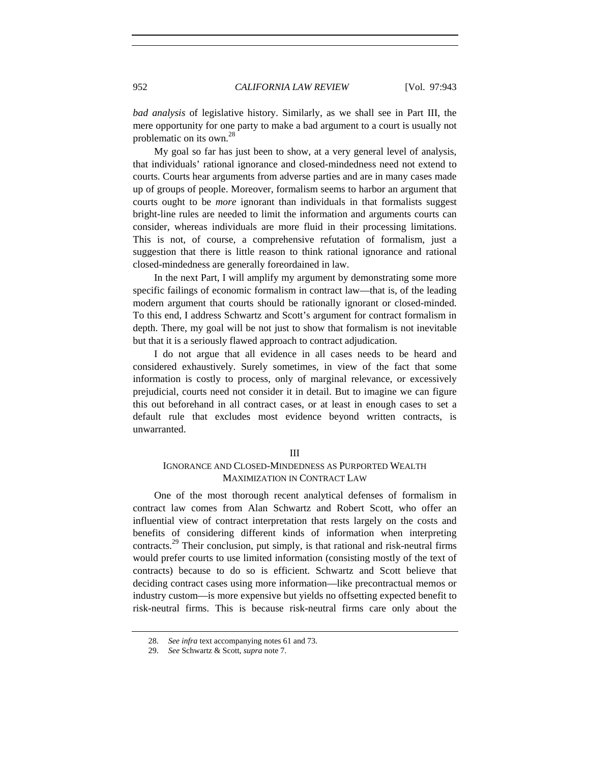*bad analysis* of legislative history. Similarly, as we shall see in Part III, the mere opportunity for one party to make a bad argument to a court is usually not problematic on its own.[28]

My goal so far has just been to show, at a very general level of analysis, that individuals' rational ignorance and closed-mindedness need not extend to courts. Courts hear arguments from adverse parties and are in many cases made up of groups of people. Moreover, formalism seems to harbor an argument that courts ought to be *more* ignorant than individuals in that formalists suggest bright-line rules are needed to limit the information and arguments courts can consider, whereas individuals are more fluid in their processing limitations. This is not, of course, a comprehensive refutation of formalism, just a suggestion that there is little reason to think rational ignorance and rational closed-mindedness are generally foreordained in law.

In the next Part, I will amplify my argument by demonstrating some more specific failings of economic formalism in contract law—that is, of the leading modern argument that courts should be rationally ignorant or closed-minded. To this end, I address Schwartz and Scott's argument for contract formalism in depth. There, my goal will be not just to show that formalism is not inevitable but that it is a seriously flawed approach to contract adjudication.

I do not argue that all evidence in all cases needs to be heard and considered exhaustively. Surely sometimes, in view of the fact that some information is costly to process, only of marginal relevance, or excessively prejudicial, courts need not consider it in detail. But to imagine we can figure this out beforehand in all contract cases, or at least in enough cases to set a default rule that excludes most evidence beyond written contracts, is unwarranted.

## III
## IGNORANCE AND CLOSED-MINDEDNESS AS PURPORTED WEALTH MAXIMIZATION IN CONTRACT LAW

One of the most thorough recent analytical defenses of formalism in contract law comes from Alan Schwartz and Robert Scott, who offer an influential view of contract interpretation that rests largely on the costs and benefits of considering different kinds of information when interpreting contracts.[29] Their conclusion, put simply, is that rational and risk-neutral firms would prefer courts to use limited information (consisting mostly of the text of contracts) because to do so is efficient. Schwartz and Scott believe that deciding contract cases using more information—like precontractual memos or industry custom—is more expensive but yields no offsetting expected benefit to risk-neutral firms. This is because risk-neutral firms care only about the

---

28. *See infra* text accompanying notes 61 and 73.

29. *See* Schwartz & Scott, *supra* note 7.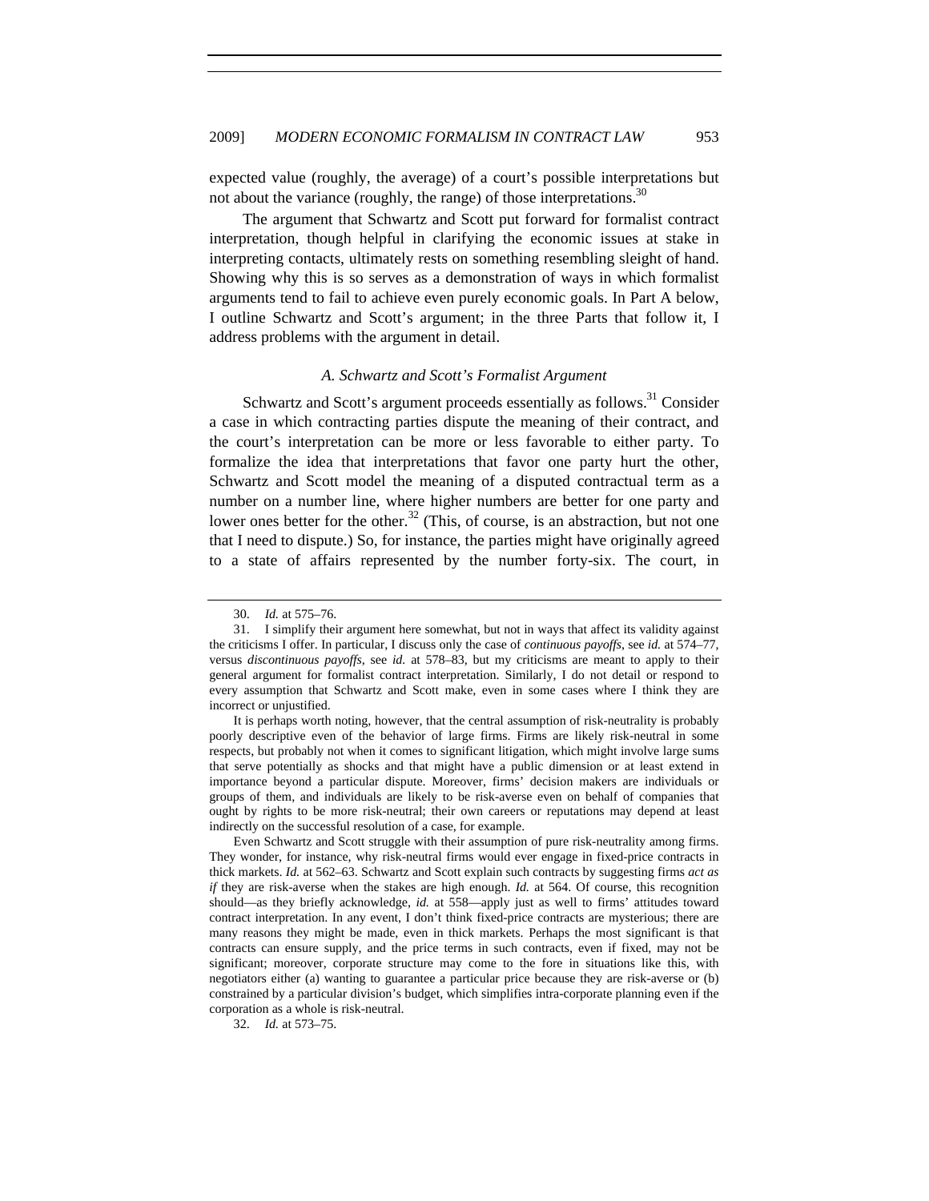expected value (roughly, the average) of a court's possible interpretations but not about the variance (roughly, the range) of those interpretations.[30]

The argument that Schwartz and Scott put forward for formalist contract interpretation, though helpful in clarifying the economic issues at stake in interpreting contacts, ultimately rests on something resembling sleight of hand. Showing why this is so serves as a demonstration of ways in which formalist arguments tend to fail to achieve even purely economic goals. In Part A below, I outline Schwartz and Scott's argument; in the three Parts that follow it, I address problems with the argument in detail.

### *A. Schwartz and Scott's Formalist Argument*

Schwartz and Scott's argument proceeds essentially as follows.[31] Consider a case in which contracting parties dispute the meaning of their contract, and the court's interpretation can be more or less favorable to either party. To formalize the idea that interpretations that favor one party hurt the other, Schwartz and Scott model the meaning of a disputed contractual term as a number on a number line, where higher numbers are better for one party and lower ones better for the other.[32] (This, of course, is an abstraction, but not one that I need to dispute.) So, for instance, the parties might have originally agreed to a state of affairs represented by the number forty-six. The court, in

---

30. *Id.* at 575–76.

31. I simplify their argument here somewhat, but not in ways that affect its validity against the criticisms I offer. In particular, I discuss only the case of *continuous payoffs*, see *id.* at 574–77, versus *discontinuous payoffs*, see *id.* at 578–83, but my criticisms are meant to apply to their general argument for formalist contract interpretation. Similarly, I do not detail or respond to every assumption that Schwartz and Scott make, even in some cases where I think they are incorrect or unjustified.

It is perhaps worth noting, however, that the central assumption of risk-neutrality is probably poorly descriptive even of the behavior of large firms. Firms are likely risk-neutral in some respects, but probably not when it comes to significant litigation, which might involve large sums that serve potentially as shocks and that might have a public dimension or at least extend in importance beyond a particular dispute. Moreover, firms' decision makers are individuals or groups of them, and individuals are likely to be risk-averse even on behalf of companies that ought by rights to be more risk-neutral; their own careers or reputations may depend at least indirectly on the successful resolution of a case, for example.

Even Schwartz and Scott struggle with their assumption of pure risk-neutrality among firms. They wonder, for instance, why risk-neutral firms would ever engage in fixed-price contracts in thick markets. *Id.* at 562–63. Schwartz and Scott explain such contracts by suggesting firms *act as if* they are risk-averse when the stakes are high enough. *Id.* at 564. Of course, this recognition should—as they briefly acknowledge, *id.* at 558—apply just as well to firms' attitudes toward contract interpretation. In any event, I don't think fixed-price contracts are mysterious; there are many reasons they might be made, even in thick markets. Perhaps the most significant is that contracts can ensure supply, and the price terms in such contracts, even if fixed, may not be significant; moreover, corporate structure may come to the fore in situations like this, with negotiators either (a) wanting to guarantee a particular price because they are risk-averse or (b) constrained by a particular division's budget, which simplifies intra-corporate planning even if the corporation as a whole is risk-neutral.

32. *Id.* at 573–75.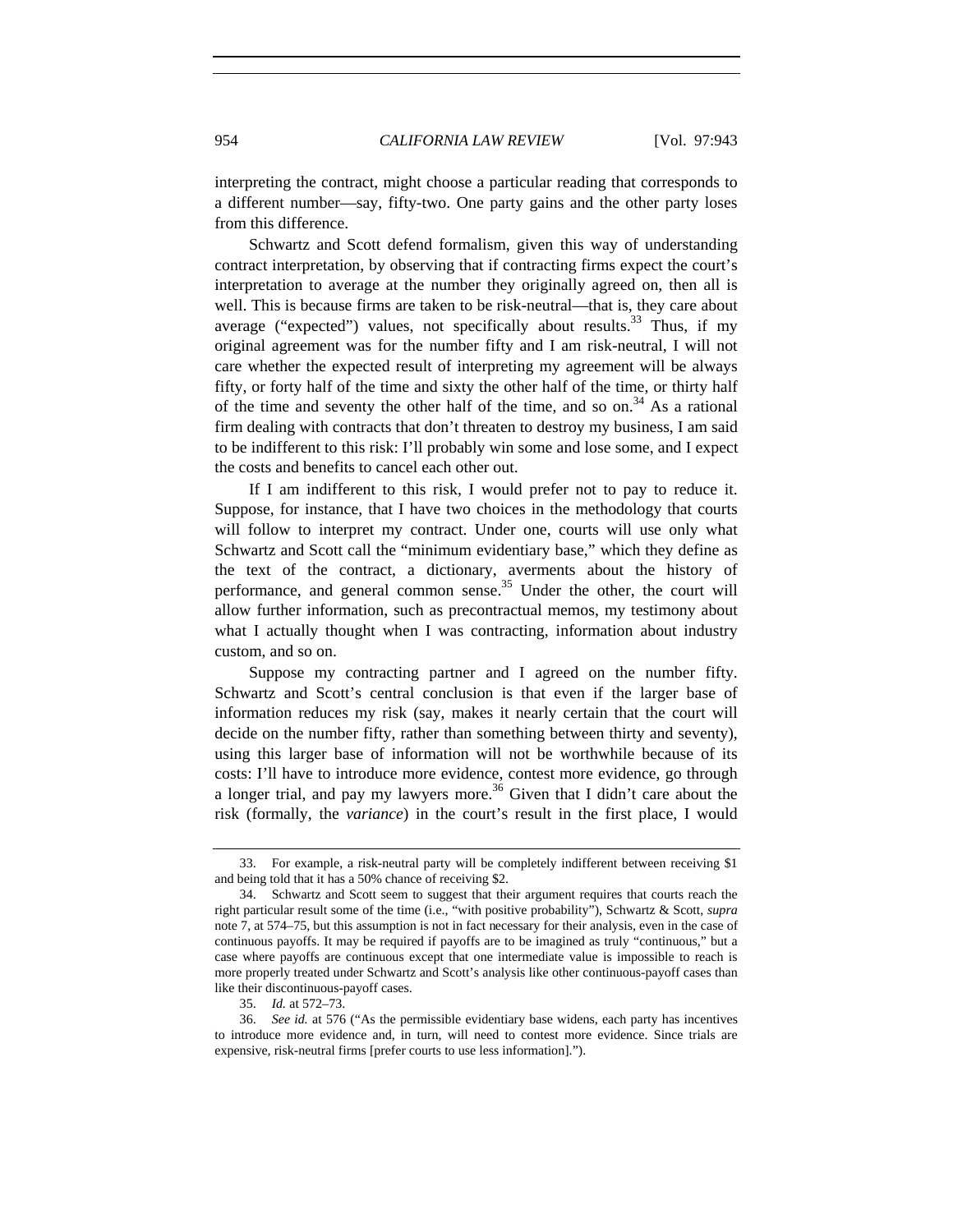interpreting the contract, might choose a particular reading that corresponds to a different number—say, fifty-two. One party gains and the other party loses from this difference.

Schwartz and Scott defend formalism, given this way of understanding contract interpretation, by observing that if contracting firms expect the court's interpretation to average at the number they originally agreed on, then all is well. This is because firms are taken to be risk-neutral—that is, they care about average ("expected") values, not specifically about results.[33] Thus, if my original agreement was for the number fifty and I am risk-neutral, I will not care whether the expected result of interpreting my agreement will be always fifty, or forty half of the time and sixty the other half of the time, or thirty half of the time and seventy the other half of the time, and so on.[34] As a rational firm dealing with contracts that don't threaten to destroy my business, I am said to be indifferent to this risk: I'll probably win some and lose some, and I expect the costs and benefits to cancel each other out.

If I am indifferent to this risk, I would prefer not to pay to reduce it. Suppose, for instance, that I have two choices in the methodology that courts will follow to interpret my contract. Under one, courts will use only what Schwartz and Scott call the "minimum evidentiary base," which they define as the text of the contract, a dictionary, averments about the history of performance, and general common sense.[35] Under the other, the court will allow further information, such as precontractual memos, my testimony about what I actually thought when I was contracting, information about industry custom, and so on.

Suppose my contracting partner and I agreed on the number fifty. Schwartz and Scott's central conclusion is that even if the larger base of information reduces my risk (say, makes it nearly certain that the court will decide on the number fifty, rather than something between thirty and seventy), using this larger base of information will not be worthwhile because of its costs: I'll have to introduce more evidence, contest more evidence, go through a longer trial, and pay my lawyers more.[36] Given that I didn't care about the risk (formally, the *variance*) in the court's result in the first place, I would

---

33. For example, a risk-neutral party will be completely indifferent between receiving $1 and being told that it has a 50% chance of receiving $2.

34. Schwartz and Scott seem to suggest that their argument requires that courts reach the right particular result some of the time (i.e., "with positive probability"), Schwartz & Scott, *supra* note 7, at 574–75, but this assumption is not in fact necessary for their analysis, even in the case of continuous payoffs. It may be required if payoffs are to be imagined as truly "continuous," but a case where payoffs are continuous except that one intermediate value is impossible to reach is more properly treated under Schwartz and Scott's analysis like other continuous-payoff cases than like their discontinuous-payoff cases.

35. *Id.* at 572–73.

36. *See id.* at 576 ("As the permissible evidentiary base widens, each party has incentives to introduce more evidence and, in turn, will need to contest more evidence. Since trials are expensive, risk-neutral firms [prefer courts to use less information].").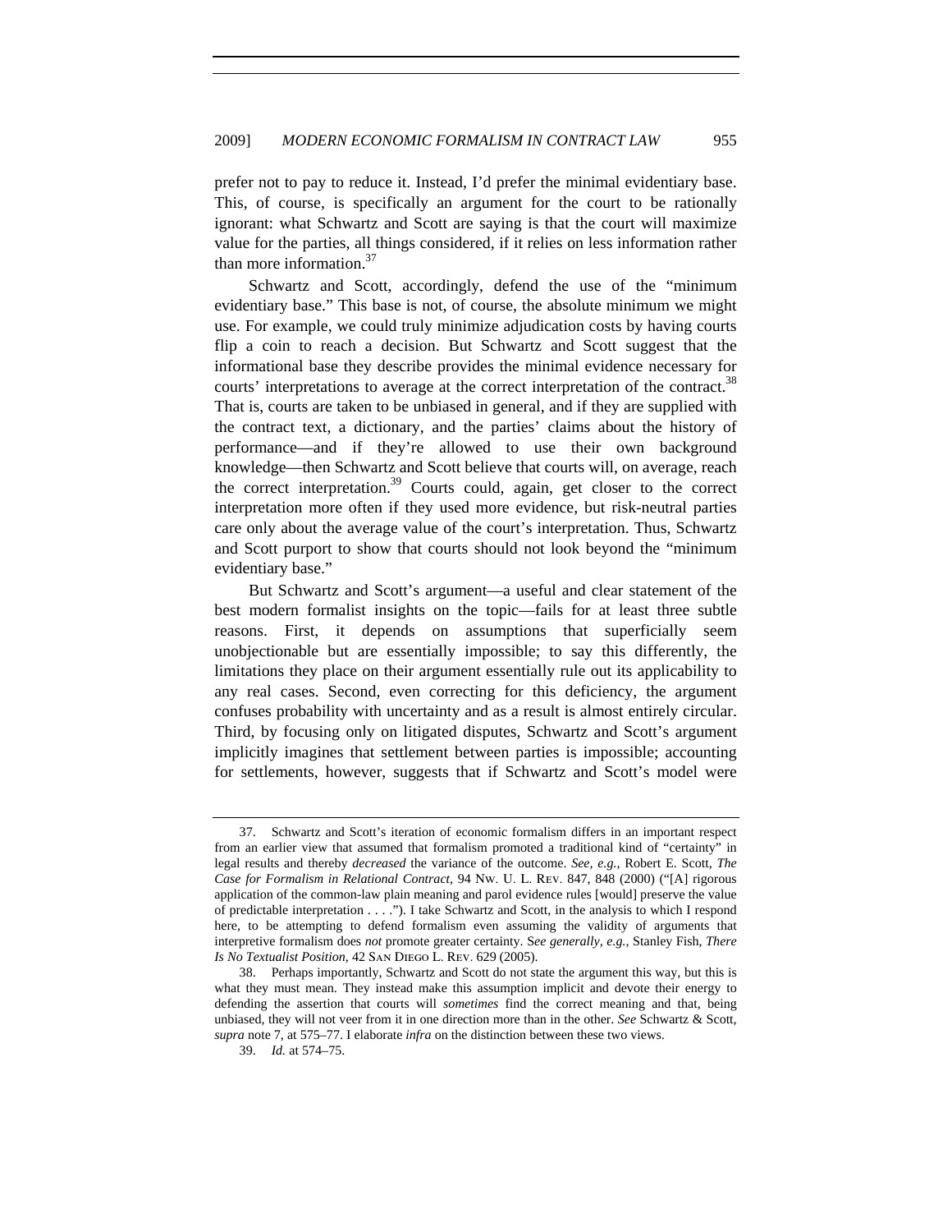prefer not to pay to reduce it. Instead, I'd prefer the minimal evidentiary base. This, of course, is specifically an argument for the court to be rationally ignorant: what Schwartz and Scott are saying is that the court will maximize value for the parties, all things considered, if it relies on less information rather than more information.[37]

Schwartz and Scott, accordingly, defend the use of the "minimum evidentiary base." This base is not, of course, the absolute minimum we might use. For example, we could truly minimize adjudication costs by having courts flip a coin to reach a decision. But Schwartz and Scott suggest that the informational base they describe provides the minimal evidence necessary for courts' interpretations to average at the correct interpretation of the contract.[38] That is, courts are taken to be unbiased in general, and if they are supplied with the contract text, a dictionary, and the parties' claims about the history of performance—and if they're allowed to use their own background knowledge—then Schwartz and Scott believe that courts will, on average, reach the correct interpretation.[39] Courts could, again, get closer to the correct interpretation more often if they used more evidence, but risk-neutral parties care only about the average value of the court's interpretation. Thus, Schwartz and Scott purport to show that courts should not look beyond the "minimum evidentiary base."

But Schwartz and Scott's argument—a useful and clear statement of the best modern formalist insights on the topic—fails for at least three subtle reasons. First, it depends on assumptions that superficially seem unobjectionable but are essentially impossible; to say this differently, the limitations they place on their argument essentially rule out its applicability to any real cases. Second, even correcting for this deficiency, the argument confuses probability with uncertainty and as a result is almost entirely circular. Third, by focusing only on litigated disputes, Schwartz and Scott's argument implicitly imagines that settlement between parties is impossible; accounting for settlements, however, suggests that if Schwartz and Scott's model were

---

37. Schwartz and Scott's iteration of economic formalism differs in an important respect from an earlier view that assumed that formalism promoted a traditional kind of "certainty" in legal results and thereby *decreased* the variance of the outcome. *See, e.g.*, Robert E. Scott, *The Case for Formalism in Relational Contract*, 94 NW. U. L. REV. 847, 848 (2000) ("[A] rigorous application of the common-law plain meaning and parol evidence rules [would] preserve the value of predictable interpretation . . . ."). I take Schwartz and Scott, in the analysis to which I respond here, to be attempting to defend formalism even assuming the validity of arguments that interpretive formalism does *not* promote greater certainty. S*ee generally, e.g.*, Stanley Fish, *There Is No Textualist Position,* 42 SAN DIEGO L. REV. 629 (2005).

38. Perhaps importantly, Schwartz and Scott do not state the argument this way, but this is what they must mean. They instead make this assumption implicit and devote their energy to defending the assertion that courts will *sometimes* find the correct meaning and that, being unbiased, they will not veer from it in one direction more than in the other. *See* Schwartz & Scott, *supra* note 7, at 575–77. I elaborate *infra* on the distinction between these two views.

39. *Id.* at 574–75.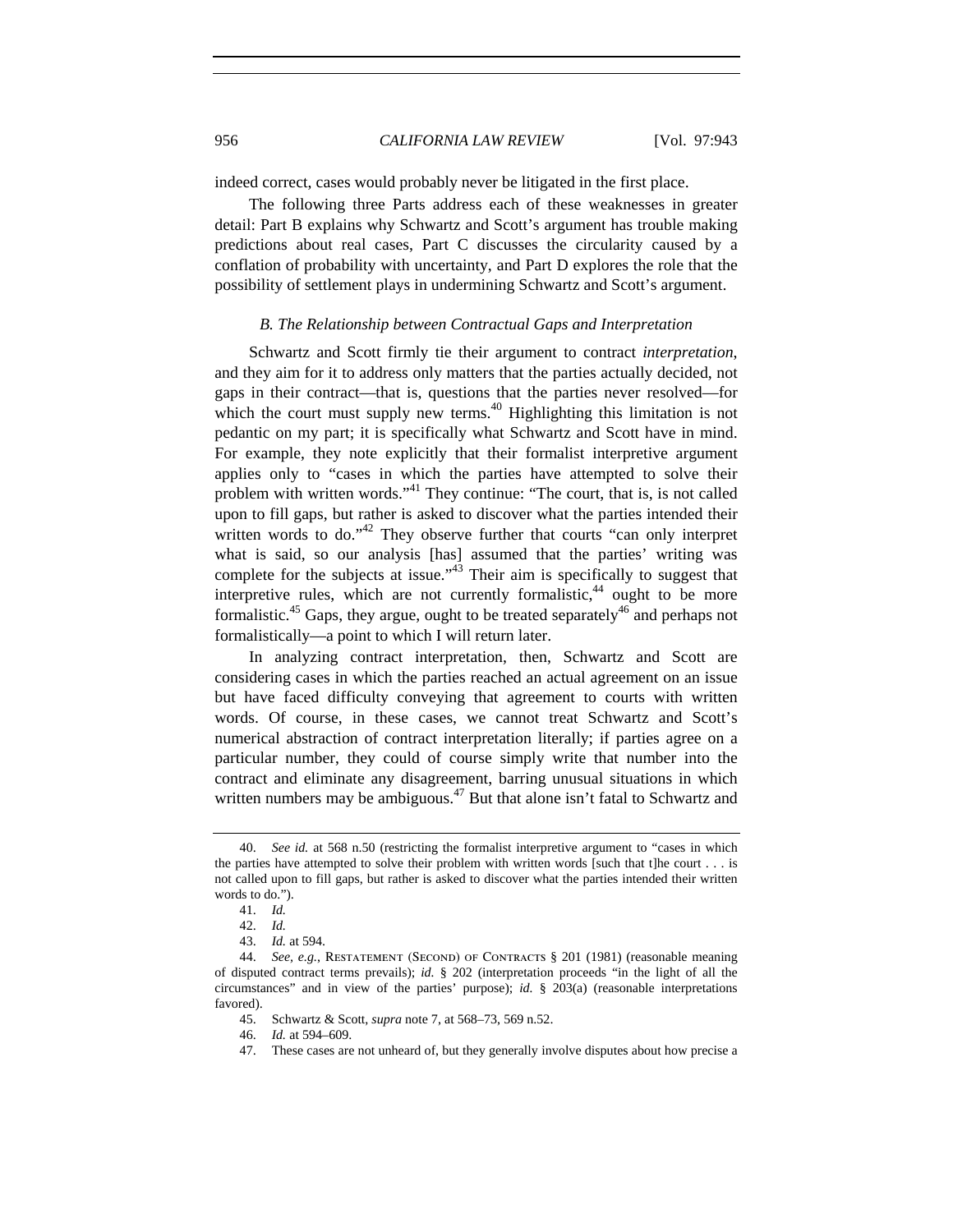indeed correct, cases would probably never be litigated in the first place.

The following three Parts address each of these weaknesses in greater detail: Part B explains why Schwartz and Scott's argument has trouble making predictions about real cases, Part C discusses the circularity caused by a conflation of probability with uncertainty, and Part D explores the role that the possibility of settlement plays in undermining Schwartz and Scott's argument.

### *B. The Relationship between Contractual Gaps and Interpretation*

Schwartz and Scott firmly tie their argument to contract *interpretation*, and they aim for it to address only matters that the parties actually decided, not gaps in their contract—that is, questions that the parties never resolved—for which the court must supply new terms.[40] Highlighting this limitation is not pedantic on my part; it is specifically what Schwartz and Scott have in mind. For example, they note explicitly that their formalist interpretive argument applies only to "cases in which the parties have attempted to solve their problem with written words."[41] They continue: "The court, that is, is not called upon to fill gaps, but rather is asked to discover what the parties intended their written words to do."[42] They observe further that courts "can only interpret what is said, so our analysis [has] assumed that the parties' writing was complete for the subjects at issue."[43] Their aim is specifically to suggest that interpretive rules, which are not currently formalistic,[44] ought to be more formalistic.[45] Gaps, they argue, ought to be treated separately[46] and perhaps not formalistically—a point to which I will return later.

In analyzing contract interpretation, then, Schwartz and Scott are considering cases in which the parties reached an actual agreement on an issue but have faced difficulty conveying that agreement to courts with written words. Of course, in these cases, we cannot treat Schwartz and Scott's numerical abstraction of contract interpretation literally; if parties agree on a particular number, they could of course simply write that number into the contract and eliminate any disagreement, barring unusual situations in which written numbers may be ambiguous.[47] But that alone isn't fatal to Schwartz and

---

40. *See id.* at 568 n.50 (restricting the formalist interpretive argument to "cases in which the parties have attempted to solve their problem with written words [such that t]he court . . . is not called upon to fill gaps, but rather is asked to discover what the parties intended their written words to do.").

41. *Id.*

42. *Id.*

43. *Id.* at 594.

44. *See, e.g.*, RESTATEMENT (SECOND) OF CONTRACTS § 201 (1981) (reasonable meaning of disputed contract terms prevails); *id.* § 202 (interpretation proceeds "in the light of all the circumstances" and in view of the parties' purpose); *id.* § 203(a) (reasonable interpretations favored).

45. Schwartz & Scott, *supra* note 7, at 568–73, 569 n.52.

46. *Id.* at 594–609.

47. These cases are not unheard of, but they generally involve disputes about how precise a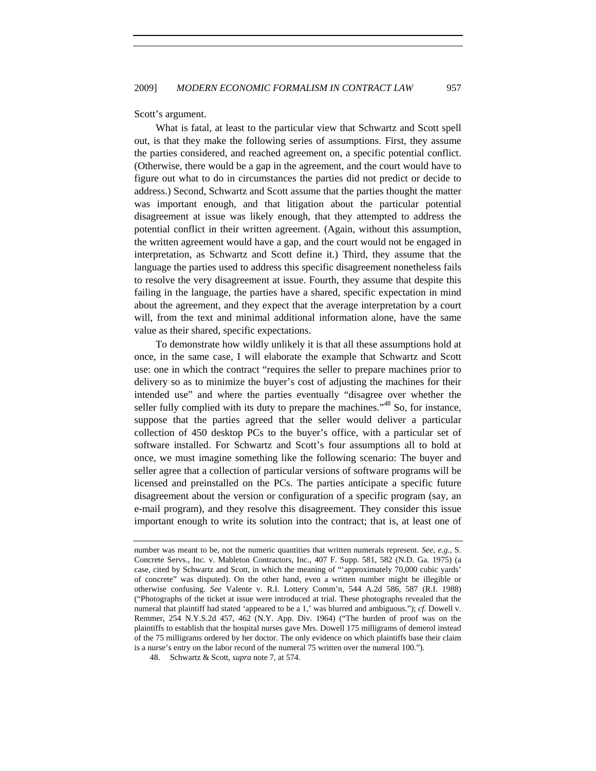Scott's argument.

What is fatal, at least to the particular view that Schwartz and Scott spell out, is that they make the following series of assumptions. First, they assume the parties considered, and reached agreement on, a specific potential conflict. (Otherwise, there would be a gap in the agreement, and the court would have to figure out what to do in circumstances the parties did not predict or decide to address.) Second, Schwartz and Scott assume that the parties thought the matter was important enough, and that litigation about the particular potential disagreement at issue was likely enough, that they attempted to address the potential conflict in their written agreement. (Again, without this assumption, the written agreement would have a gap, and the court would not be engaged in interpretation, as Schwartz and Scott define it.) Third, they assume that the language the parties used to address this specific disagreement nonetheless fails to resolve the very disagreement at issue. Fourth, they assume that despite this failing in the language, the parties have a shared, specific expectation in mind about the agreement, and they expect that the average interpretation by a court will, from the text and minimal additional information alone, have the same value as their shared, specific expectations.

To demonstrate how wildly unlikely it is that all these assumptions hold at once, in the same case, I will elaborate the example that Schwartz and Scott use: one in which the contract "requires the seller to prepare machines prior to delivery so as to minimize the buyer's cost of adjusting the machines for their intended use" and where the parties eventually "disagree over whether the seller fully complied with its duty to prepare the machines."[48] So, for instance, suppose that the parties agreed that the seller would deliver a particular collection of 450 desktop PCs to the buyer's office, with a particular set of software installed. For Schwartz and Scott's four assumptions all to hold at once, we must imagine something like the following scenario: The buyer and seller agree that a collection of particular versions of software programs will be licensed and preinstalled on the PCs. The parties anticipate a specific future disagreement about the version or configuration of a specific program (say, an e-mail program), and they resolve this disagreement. They consider this issue important enough to write its solution into the contract; that is, at least one of

---

number was meant to be, not the numeric quantities that written numerals represent. *See, e.g.*, S. Concrete Servs., Inc. v. Mableton Contractors, Inc., 407 F. Supp. 581, 582 (N.D. Ga. 1975) (a case, cited by Schwartz and Scott, in which the meaning of "'approximately 70,000 cubic yards' of concrete" was disputed). On the other hand, even a written number might be illegible or otherwise confusing. *See* Valente v. R.I. Lottery Comm'n, 544 A.2d 586, 587 (R.I. 1988) ("Photographs of the ticket at issue were introduced at trial. These photographs revealed that the numeral that plaintiff had stated 'appeared to be a 1,' was blurred and ambiguous."); *cf.* Dowell v. Remmer, 254 N.Y.S.2d 457, 462 (N.Y. App. Div. 1964) ("The burden of proof was on the plaintiffs to establish that the hospital nurses gave Mrs. Dowell 175 milligrams of demerol instead of the 75 milligrams ordered by her doctor. The only evidence on which plaintiffs base their claim is a nurse's entry on the labor record of the numeral 75 written over the numeral 100.").

48. Schwartz & Scott, *supra* note 7, at 574.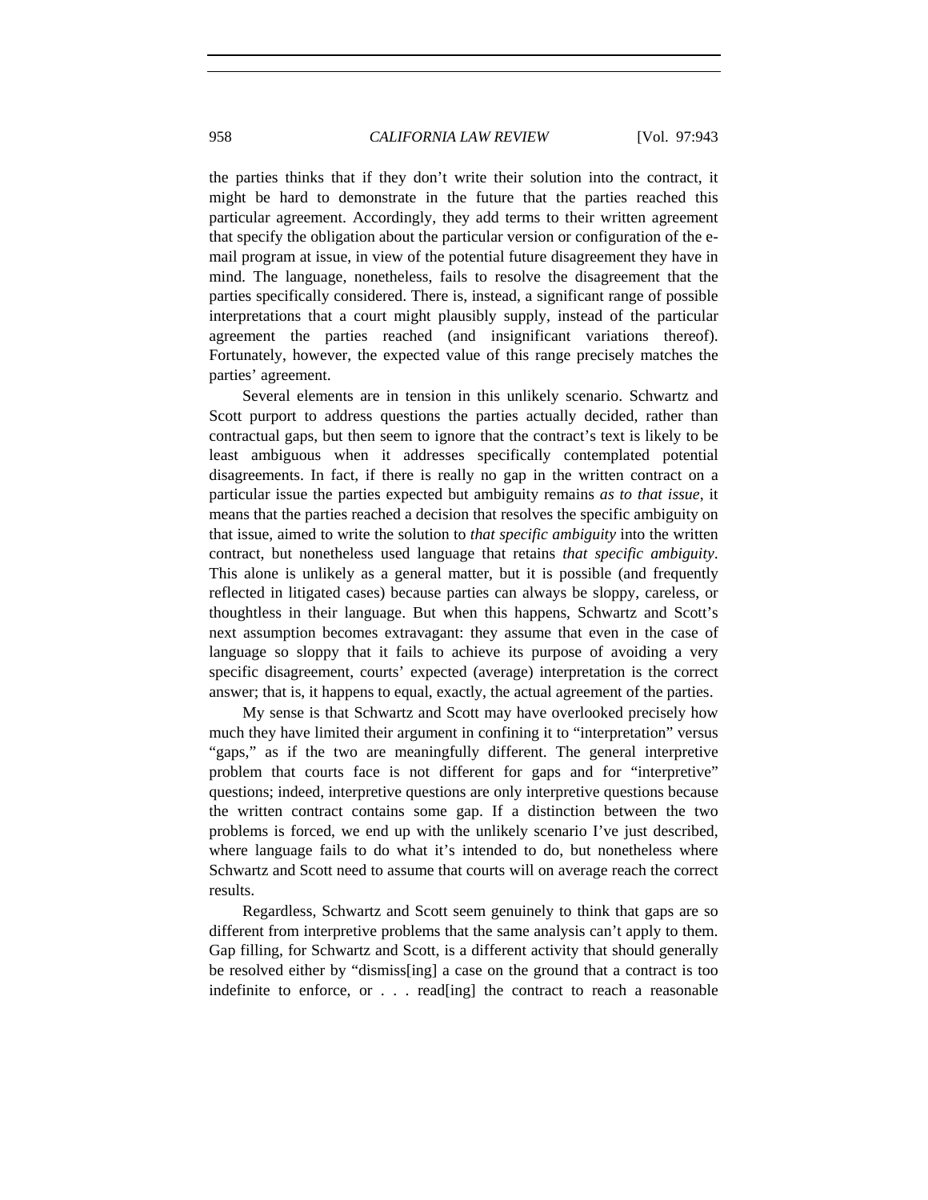the parties thinks that if they don't write their solution into the contract, it might be hard to demonstrate in the future that the parties reached this particular agreement. Accordingly, they add terms to their written agreement that specify the obligation about the particular version or configuration of the e-mail program at issue, in view of the potential future disagreement they have in mind. The language, nonetheless, fails to resolve the disagreement that the parties specifically considered. There is, instead, a significant range of possible interpretations that a court might plausibly supply, instead of the particular agreement the parties reached (and insignificant variations thereof). Fortunately, however, the expected value of this range precisely matches the parties' agreement.

Several elements are in tension in this unlikely scenario. Schwartz and Scott purport to address questions the parties actually decided, rather than contractual gaps, but then seem to ignore that the contract's text is likely to be least ambiguous when it addresses specifically contemplated potential disagreements. In fact, if there is really no gap in the written contract on a particular issue the parties expected but ambiguity remains *as to that issue*, it means that the parties reached a decision that resolves the specific ambiguity on that issue, aimed to write the solution to *that specific ambiguity* into the written contract, but nonetheless used language that retains *that specific ambiguity*. This alone is unlikely as a general matter, but it is possible (and frequently reflected in litigated cases) because parties can always be sloppy, careless, or thoughtless in their language. But when this happens, Schwartz and Scott's next assumption becomes extravagant: they assume that even in the case of language so sloppy that it fails to achieve its purpose of avoiding a very specific disagreement, courts' expected (average) interpretation is the correct answer; that is, it happens to equal, exactly, the actual agreement of the parties.

My sense is that Schwartz and Scott may have overlooked precisely how much they have limited their argument in confining it to "interpretation" versus "gaps," as if the two are meaningfully different. The general interpretive problem that courts face is not different for gaps and for "interpretive" questions; indeed, interpretive questions are only interpretive questions because the written contract contains some gap. If a distinction between the two problems is forced, we end up with the unlikely scenario I've just described, where language fails to do what it's intended to do, but nonetheless where Schwartz and Scott need to assume that courts will on average reach the correct results.

Regardless, Schwartz and Scott seem genuinely to think that gaps are so different from interpretive problems that the same analysis can't apply to them. Gap filling, for Schwartz and Scott, is a different activity that should generally be resolved either by "dismiss[ing] a case on the ground that a contract is too indefinite to enforce, or . . . read[ing] the contract to reach a reasonable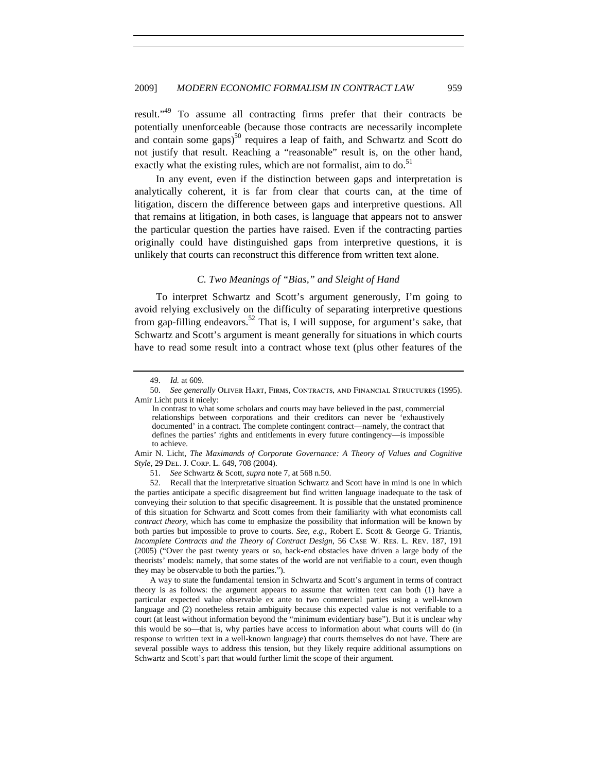result."[49] To assume all contracting firms prefer that their contracts be potentially unenforceable (because those contracts are necessarily incomplete and contain some gaps)[50] requires a leap of faith, and Schwartz and Scott do not justify that result. Reaching a "reasonable" result is, on the other hand, exactly what the existing rules, which are not formalist, aim to do.[51]

In any event, even if the distinction between gaps and interpretation is analytically coherent, it is far from clear that courts can, at the time of litigation, discern the difference between gaps and interpretive questions. All that remains at litigation, in both cases, is language that appears not to answer the particular question the parties have raised. Even if the contracting parties originally could have distinguished gaps from interpretive questions, it is unlikely that courts can reconstruct this difference from written text alone.

### *C. Two Meanings of "Bias," and Sleight of Hand*

To interpret Schwartz and Scott's argument generously, I'm going to avoid relying exclusively on the difficulty of separating interpretive questions from gap-filling endeavors.[52] That is, I will suppose, for argument's sake, that Schwartz and Scott's argument is meant generally for situations in which courts have to read some result into a contract whose text (plus other features of the

---

49. *Id.* at 609.

50. *See generally* OLIVER HART, FIRMS, CONTRACTS, AND FINANCIAL STRUCTURES (1995). Amir Licht puts it nicely:

> In contrast to what some scholars and courts may have believed in the past, commercial relationships between corporations and their creditors can never be 'exhaustively documented' in a contract. The complete contingent contract—namely, the contract that defines the parties' rights and entitlements in every future contingency—is impossible to achieve.

Amir N. Licht, *The Maximands of Corporate Governance: A Theory of Values and Cognitive Style*, 29 DEL. J. CORP. L. 649, 708 (2004).

51. *See* Schwartz & Scott, *supra* note 7, at 568 n.50.

52. Recall that the interpretative situation Schwartz and Scott have in mind is one in which the parties anticipate a specific disagreement but find written language inadequate to the task of conveying their solution to that specific disagreement. It is possible that the unstated prominence of this situation for Schwartz and Scott comes from their familiarity with what economists call *contract theory*, which has come to emphasize the possibility that information will be known by both parties but impossible to prove to courts. *See, e.g.*, Robert E. Scott & George G. Triantis, *Incomplete Contracts and the Theory of Contract Design*, 56 CASE W. RES. L. REV. 187, 191 (2005) ("Over the past twenty years or so, back-end obstacles have driven a large body of the theorists' models: namely, that some states of the world are not verifiable to a court, even though they may be observable to both the parties.").

A way to state the fundamental tension in Schwartz and Scott's argument in terms of contract theory is as follows: the argument appears to assume that written text can both (1) have a particular expected value observable ex ante to two commercial parties using a well-known language and (2) nonetheless retain ambiguity because this expected value is not verifiable to a court (at least without information beyond the "minimum evidentiary base"). But it is unclear why this would be so—that is, why parties have access to information about what courts will do (in response to written text in a well-known language) that courts themselves do not have. There are several possible ways to address this tension, but they likely require additional assumptions on Schwartz and Scott's part that would further limit the scope of their argument.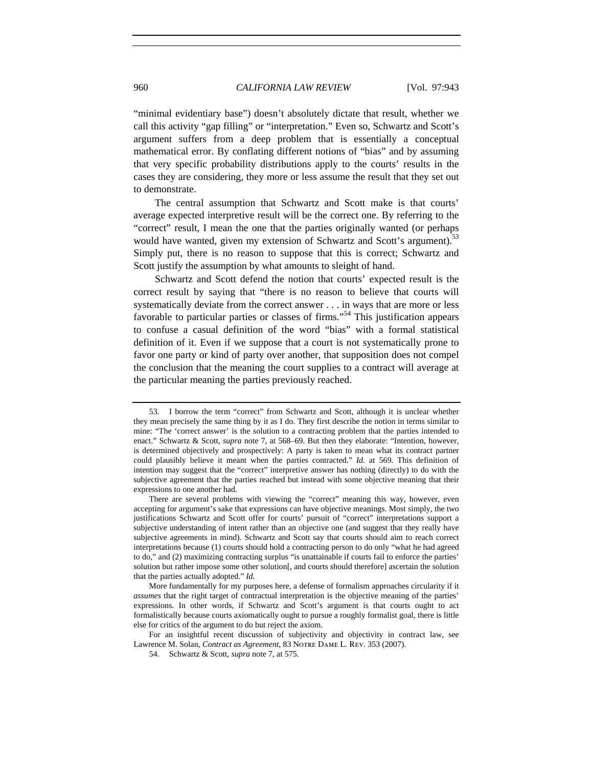"minimal evidentiary base") doesn't absolutely dictate that result, whether we call this activity "gap filling" or "interpretation." Even so, Schwartz and Scott's argument suffers from a deep problem that is essentially a conceptual mathematical error. By conflating different notions of "bias" and by assuming that very specific probability distributions apply to the courts' results in the cases they are considering, they more or less assume the result that they set out to demonstrate.

The central assumption that Schwartz and Scott make is that courts' average expected interpretive result will be the correct one. By referring to the "correct" result, I mean the one that the parties originally wanted (or perhaps would have wanted, given my extension of Schwartz and Scott's argument).[53] Simply put, there is no reason to suppose that this is correct; Schwartz and Scott justify the assumption by what amounts to sleight of hand.

Schwartz and Scott defend the notion that courts' expected result is the correct result by saying that "there is no reason to believe that courts will systematically deviate from the correct answer . . . in ways that are more or less favorable to particular parties or classes of firms."[54] This justification appears to confuse a casual definition of the word "bias" with a formal statistical definition of it. Even if we suppose that a court is not systematically prone to favor one party or kind of party over another, that supposition does not compel the conclusion that the meaning the court supplies to a contract will average at the particular meaning the parties previously reached.

---

53. I borrow the term "correct" from Schwartz and Scott, although it is unclear whether they mean precisely the same thing by it as I do. They first describe the notion in terms similar to mine: "The 'correct answer' is the solution to a contracting problem that the parties intended to enact." Schwartz & Scott, *supra* note 7, at 568–69. But then they elaborate: "Intention, however, is determined objectively and prospectively: A party is taken to mean what its contract partner could plausibly believe it meant when the parties contracted." *Id.* at 569. This definition of intention may suggest that the "correct" interpretive answer has nothing (directly) to do with the subjective agreement that the parties reached but instead with some objective meaning that their expressions to one another had.

There are several problems with viewing the "correct" meaning this way, however, even accepting for argument's sake that expressions can have objective meanings. Most simply, the two justifications Schwartz and Scott offer for courts' pursuit of "correct" interpretations support a subjective understanding of intent rather than an objective one (and suggest that they really have subjective agreements in mind). Schwartz and Scott say that courts should aim to reach correct interpretations because (1) courts should hold a contracting person to do only "what he had agreed to do," and (2) maximizing contracting surplus "is unattainable if courts fail to enforce the parties' solution but rather impose some other solution[, and courts should therefore] ascertain the solution that the parties actually adopted." *Id.*

More fundamentally for my purposes here, a defense of formalism approaches circularity if it *assumes* that the right target of contractual interpretation is the objective meaning of the parties' expressions. In other words, if Schwartz and Scott's argument is that courts ought to act formalistically because courts axiomatically ought to pursue a roughly formalist goal, there is little else for critics of the argument to do but reject the axiom.

For an insightful recent discussion of subjectivity and objectivity in contract law, see Lawrence M. Solan, *Contract as Agreement*, 83 NOTRE DAME L. REV. 353 (2007).

54. Schwartz & Scott, *supra* note 7, at 575.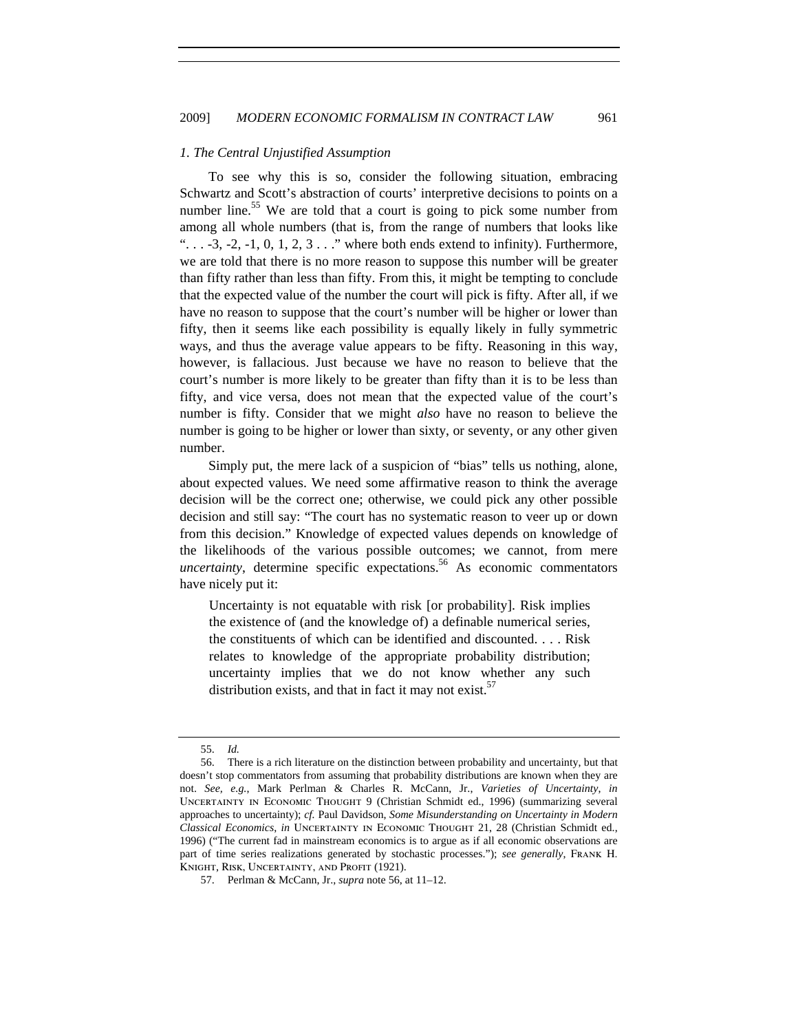### *1. The Central Unjustified Assumption*

To see why this is so, consider the following situation, embracing Schwartz and Scott's abstraction of courts' interpretive decisions to points on a number line.[55] We are told that a court is going to pick some number from among all whole numbers (that is, from the range of numbers that looks like ". . . -3, -2, -1, 0, 1, 2, 3 . . ." where both ends extend to infinity). Furthermore, we are told that there is no more reason to suppose this number will be greater than fifty rather than less than fifty. From this, it might be tempting to conclude that the expected value of the number the court will pick is fifty. After all, if we have no reason to suppose that the court's number will be higher or lower than fifty, then it seems like each possibility is equally likely in fully symmetric ways, and thus the average value appears to be fifty. Reasoning in this way, however, is fallacious. Just because we have no reason to believe that the court's number is more likely to be greater than fifty than it is to be less than fifty, and vice versa, does not mean that the expected value of the court's number is fifty. Consider that we might *also* have no reason to believe the number is going to be higher or lower than sixty, or seventy, or any other given number.

Simply put, the mere lack of a suspicion of "bias" tells us nothing, alone, about expected values. We need some affirmative reason to think the average decision will be the correct one; otherwise, we could pick any other possible decision and still say: "The court has no systematic reason to veer up or down from this decision." Knowledge of expected values depends on knowledge of the likelihoods of the various possible outcomes; we cannot, from mere *uncertainty*, determine specific expectations.[56] As economic commentators have nicely put it:

> Uncertainty is not equatable with risk [or probability]. Risk implies the existence of (and the knowledge of) a definable numerical series, the constituents of which can be identified and discounted. . . . Risk relates to knowledge of the appropriate probability distribution; uncertainty implies that we do not know whether any such distribution exists, and that in fact it may not exist.[57]

---

55. *Id.*

56. There is a rich literature on the distinction between probability and uncertainty, but that doesn't stop commentators from assuming that probability distributions are known when they are not. *See, e.g.*, Mark Perlman & Charles R. McCann, Jr., *Varieties of Uncertainty*, *in* UNCERTAINTY IN ECONOMIC THOUGHT 9 (Christian Schmidt ed., 1996) (summarizing several approaches to uncertainty); *cf.* Paul Davidson, *Some Misunderstanding on Uncertainty in Modern Classical Economics*, *in* UNCERTAINTY IN ECONOMIC THOUGHT 21, 28 (Christian Schmidt ed., 1996) ("The current fad in mainstream economics is to argue as if all economic observations are part of time series realizations generated by stochastic processes."); *see generally*, FRANK H. KNIGHT, RISK, UNCERTAINTY, AND PROFIT (1921).

57. Perlman & McCann, Jr., *supra* note 56, at 11–12.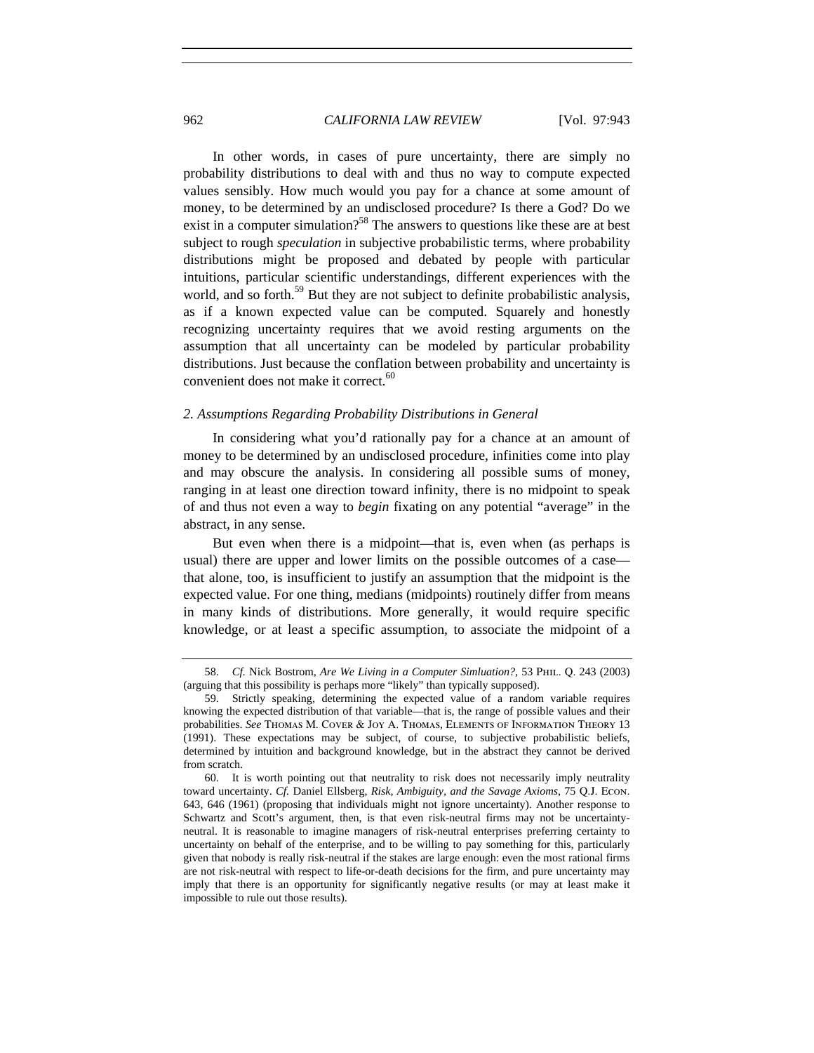In other words, in cases of pure uncertainty, there are simply no probability distributions to deal with and thus no way to compute expected values sensibly. How much would you pay for a chance at some amount of money, to be determined by an undisclosed procedure? Is there a God? Do we exist in a computer simulation?[58] The answers to questions like these are at best subject to rough *speculation* in subjective probabilistic terms, where probability distributions might be proposed and debated by people with particular intuitions, particular scientific understandings, different experiences with the world, and so forth.[59] But they are not subject to definite probabilistic analysis, as if a known expected value can be computed. Squarely and honestly recognizing uncertainty requires that we avoid resting arguments on the assumption that all uncertainty can be modeled by particular probability distributions. Just because the conflation between probability and uncertainty is convenient does not make it correct.[60]

### *2. Assumptions Regarding Probability Distributions in General*

In considering what you'd rationally pay for a chance at an amount of money to be determined by an undisclosed procedure, infinities come into play and may obscure the analysis. In considering all possible sums of money, ranging in at least one direction toward infinity, there is no midpoint to speak of and thus not even a way to *begin* fixating on any potential "average" in the abstract, in any sense.

But even when there is a midpoint—that is, even when (as perhaps is usual) there are upper and lower limits on the possible outcomes of a case—that alone, too, is insufficient to justify an assumption that the midpoint is the expected value. For one thing, medians (midpoints) routinely differ from means in many kinds of distributions. More generally, it would require specific knowledge, or at least a specific assumption, to associate the midpoint of a

---

58. *Cf.* Nick Bostrom, *Are We Living in a Computer Simluation?*, 53 PHIL. Q. 243 (2003) (arguing that this possibility is perhaps more "likely" than typically supposed).

59. Strictly speaking, determining the expected value of a random variable requires knowing the expected distribution of that variable—that is, the range of possible values and their probabilities. *See* THOMAS M. COVER & JOY A. THOMAS, ELEMENTS OF INFORMATION THEORY 13 (1991). These expectations may be subject, of course, to subjective probabilistic beliefs, determined by intuition and background knowledge, but in the abstract they cannot be derived from scratch.

60. It is worth pointing out that neutrality to risk does not necessarily imply neutrality toward uncertainty. *Cf.* Daniel Ellsberg, *Risk, Ambiguity, and the Savage Axioms*, 75 Q.J. ECON. 643, 646 (1961) (proposing that individuals might not ignore uncertainty). Another response to Schwartz and Scott's argument, then, is that even risk-neutral firms may not be uncertainty-neutral. It is reasonable to imagine managers of risk-neutral enterprises preferring certainty to uncertainty on behalf of the enterprise, and to be willing to pay something for this, particularly given that nobody is really risk-neutral if the stakes are large enough: even the most rational firms are not risk-neutral with respect to life-or-death decisions for the firm, and pure uncertainty may imply that there is an opportunity for significantly negative results (or may at least make it impossible to rule out those results).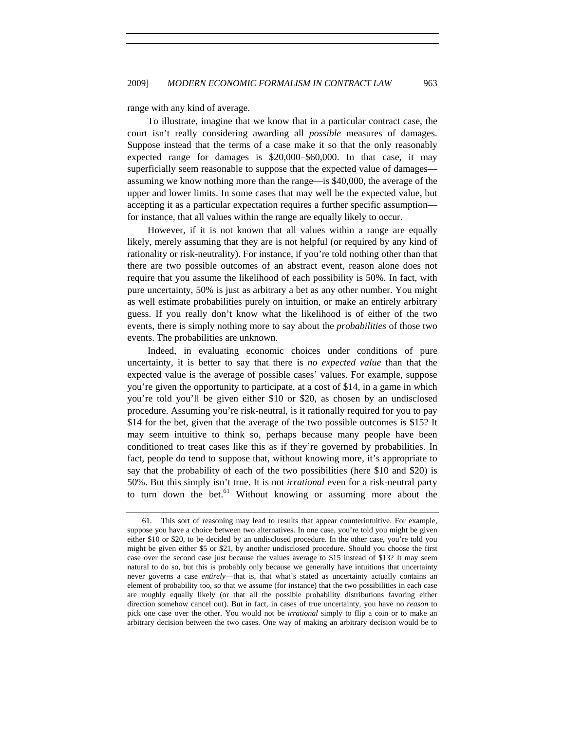range with any kind of average.

To illustrate, imagine that we know that in a particular contract case, the court isn't really considering awarding all *possible* measures of damages. Suppose instead that the terms of a case make it so that the only reasonably expected range for damages is $20,000–$60,000. In that case, it may superficially seem reasonable to suppose that the expected value of damages—assuming we know nothing more than the range—is $40,000, the average of the upper and lower limits. In some cases that may well be the expected value, but accepting it as a particular expectation requires a further specific assumption—for instance, that all values within the range are equally likely to occur.

However, if it is not known that all values within a range are equally likely, merely assuming that they are is not helpful (or required by any kind of rationality or risk-neutrality). For instance, if you're told nothing other than that there are two possible outcomes of an abstract event, reason alone does not require that you assume the likelihood of each possibility is 50%. In fact, with pure uncertainty, 50% is just as arbitrary a bet as any other number. You might as well estimate probabilities purely on intuition, or make an entirely arbitrary guess. If you really don't know what the likelihood is of either of the two events, there is simply nothing more to say about the *probabilities* of those two events. The probabilities are unknown.

Indeed, in evaluating economic choices under conditions of pure uncertainty, it is better to say that there is *no expected value* than that the expected value is the average of possible cases' values. For example, suppose you're given the opportunity to participate, at a cost of $14, in a game in which you're told you'll be given either $10 or $20, as chosen by an undisclosed procedure. Assuming you're risk-neutral, is it rationally required for you to pay $14 for the bet, given that the average of the two possible outcomes is $15? It may seem intuitive to think so, perhaps because many people have been conditioned to treat cases like this as if they're governed by probabilities. In fact, people do tend to suppose that, without knowing more, it's appropriate to say that the probability of each of the two possibilities (here $10 and $20) is 50%. But this simply isn't true. It is not *irrational* even for a risk-neutral party to turn down the bet.[61] Without knowing or assuming more about the

61. This sort of reasoning may lead to results that appear counterintuitive. For example, suppose you have a choice between two alternatives. In one case, you're told you might be given either $10 or $20, to be decided by an undisclosed procedure. In the other case, you're told you might be given either $5 or $21, by another undisclosed procedure. Should you choose the first case over the second case just because the values average to $15 instead of $13? It may seem natural to do so, but this is probably only because we generally have intuitions that uncertainty never governs a case *entirely*—that is, that what's stated as uncertainty actually contains an element of probability too, so that we assume (for instance) that the two possibilities in each case are roughly equally likely (or that all the possible probability distributions favoring either direction somehow cancel out). But in fact, in cases of true uncertainty, you have no *reason* to pick one case over the other. You would not be *irrational* simply to flip a coin or to make an arbitrary decision between the two cases. One way of making an arbitrary decision would be to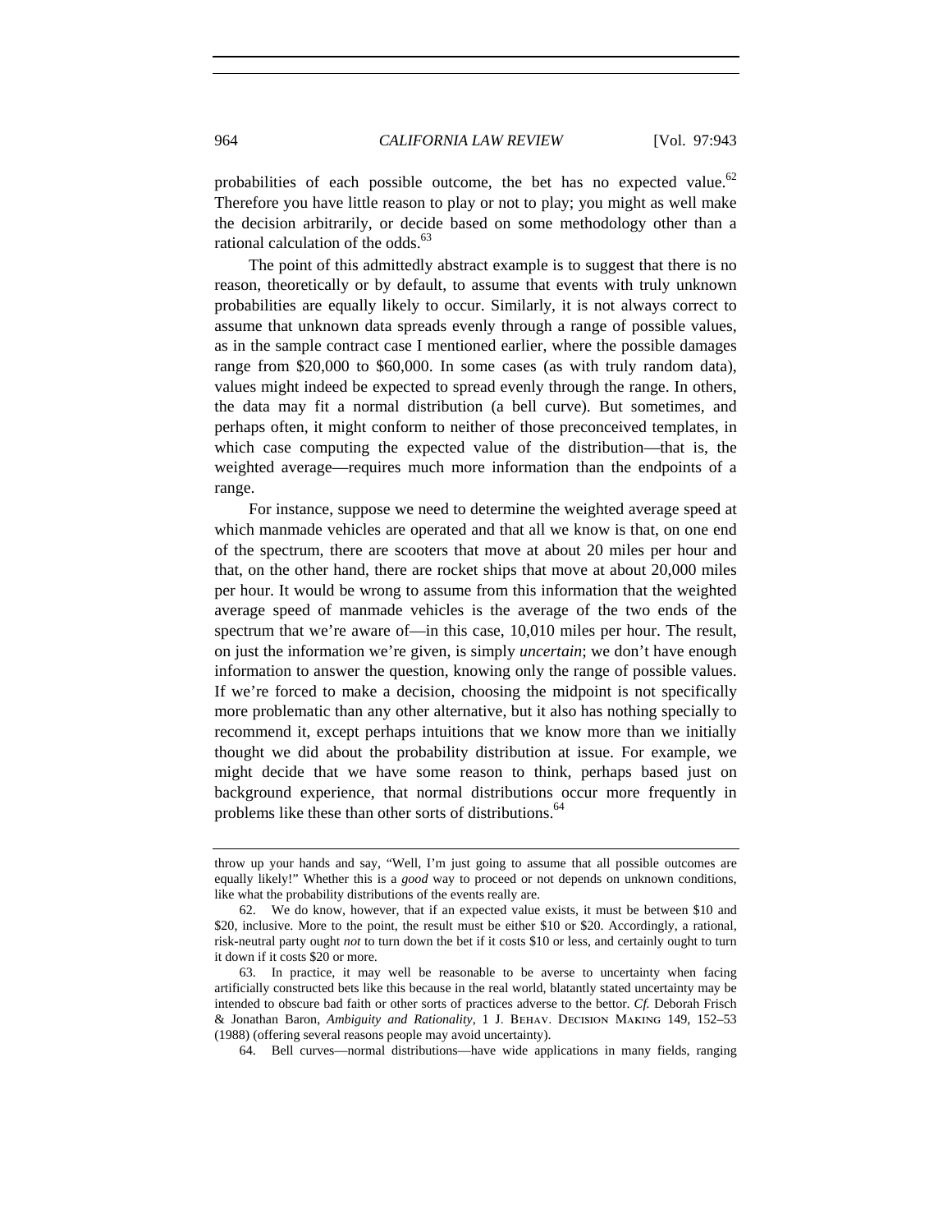probabilities of each possible outcome, the bet has no expected value.[62] Therefore you have little reason to play or not to play; you might as well make the decision arbitrarily, or decide based on some methodology other than a rational calculation of the odds.[63]

The point of this admittedly abstract example is to suggest that there is no reason, theoretically or by default, to assume that events with truly unknown probabilities are equally likely to occur. Similarly, it is not always correct to assume that unknown data spreads evenly through a range of possible values, as in the sample contract case I mentioned earlier, where the possible damages range from $20,000 to $60,000. In some cases (as with truly random data), values might indeed be expected to spread evenly through the range. In others, the data may fit a normal distribution (a bell curve). But sometimes, and perhaps often, it might conform to neither of those preconceived templates, in which case computing the expected value of the distribution—that is, the weighted average—requires much more information than the endpoints of a range.

For instance, suppose we need to determine the weighted average speed at which manmade vehicles are operated and that all we know is that, on one end of the spectrum, there are scooters that move at about 20 miles per hour and that, on the other hand, there are rocket ships that move at about 20,000 miles per hour. It would be wrong to assume from this information that the weighted average speed of manmade vehicles is the average of the two ends of the spectrum that we're aware of—in this case, 10,010 miles per hour. The result, on just the information we're given, is simply *uncertain*; we don't have enough information to answer the question, knowing only the range of possible values. If we're forced to make a decision, choosing the midpoint is not specifically more problematic than any other alternative, but it also has nothing specially to recommend it, except perhaps intuitions that we know more than we initially thought we did about the probability distribution at issue. For example, we might decide that we have some reason to think, perhaps based just on background experience, that normal distributions occur more frequently in problems like these than other sorts of distributions.[64]

---

throw up your hands and say, "Well, I'm just going to assume that all possible outcomes are equally likely!" Whether this is a *good* way to proceed or not depends on unknown conditions, like what the probability distributions of the events really are.

62. We do know, however, that if an expected value exists, it must be between $10 and $20, inclusive. More to the point, the result must be either $10 or $20. Accordingly, a rational, risk-neutral party ought *not* to turn down the bet if it costs $10 or less, and certainly ought to turn it down if it costs $20 or more.

63. In practice, it may well be reasonable to be averse to uncertainty when facing artificially constructed bets like this because in the real world, blatantly stated uncertainty may be intended to obscure bad faith or other sorts of practices adverse to the bettor. *Cf.* Deborah Frisch & Jonathan Baron, *Ambiguity and Rationality*, 1 J. BEHAV. DECISION MAKING 149, 152–53 (1988) (offering several reasons people may avoid uncertainty).

64. Bell curves—normal distributions—have wide applications in many fields, ranging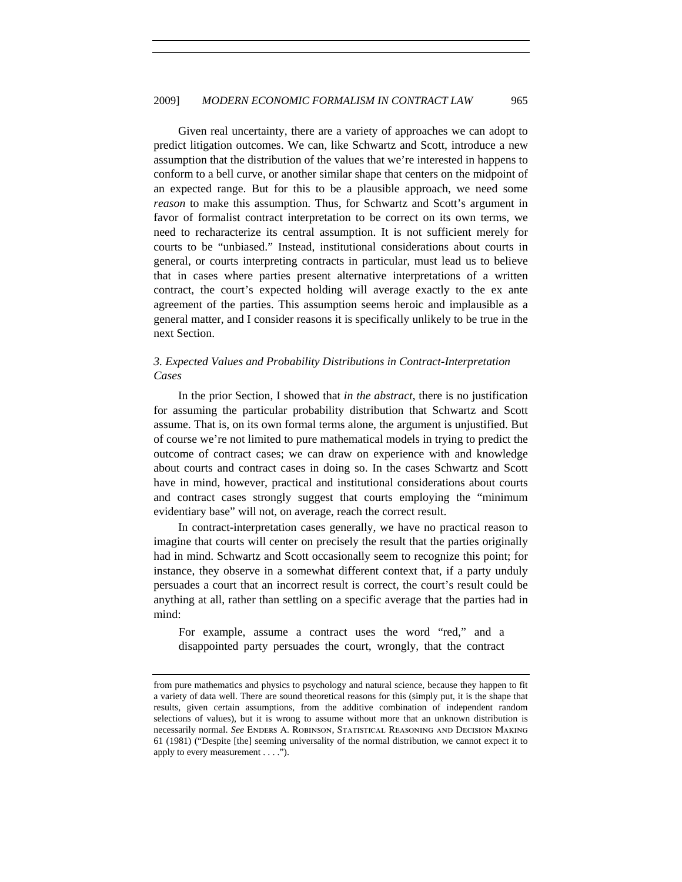Given real uncertainty, there are a variety of approaches we can adopt to predict litigation outcomes. We can, like Schwartz and Scott, introduce a new assumption that the distribution of the values that we're interested in happens to conform to a bell curve, or another similar shape that centers on the midpoint of an expected range. But for this to be a plausible approach, we need some *reason* to make this assumption. Thus, for Schwartz and Scott's argument in favor of formalist contract interpretation to be correct on its own terms, we need to recharacterize its central assumption. It is not sufficient merely for courts to be "unbiased." Instead, institutional considerations about courts in general, or courts interpreting contracts in particular, must lead us to believe that in cases where parties present alternative interpretations of a written contract, the court's expected holding will average exactly to the ex ante agreement of the parties. This assumption seems heroic and implausible as a general matter, and I consider reasons it is specifically unlikely to be true in the next Section.

### *3. Expected Values and Probability Distributions in Contract-Interpretation Cases*

In the prior Section, I showed that *in the abstract*, there is no justification for assuming the particular probability distribution that Schwartz and Scott assume. That is, on its own formal terms alone, the argument is unjustified. But of course we're not limited to pure mathematical models in trying to predict the outcome of contract cases; we can draw on experience with and knowledge about courts and contract cases in doing so. In the cases Schwartz and Scott have in mind, however, practical and institutional considerations about courts and contract cases strongly suggest that courts employing the "minimum evidentiary base" will not, on average, reach the correct result.

In contract-interpretation cases generally, we have no practical reason to imagine that courts will center on precisely the result that the parties originally had in mind. Schwartz and Scott occasionally seem to recognize this point; for instance, they observe in a somewhat different context that, if a party unduly persuades a court that an incorrect result is correct, the court's result could be anything at all, rather than settling on a specific average that the parties had in mind:

> For example, assume a contract uses the word "red," and a disappointed party persuades the court, wrongly, that the contract

---

from pure mathematics and physics to psychology and natural science, because they happen to fit a variety of data well. There are sound theoretical reasons for this (simply put, it is the shape that results, given certain assumptions, from the additive combination of independent random selections of values), but it is wrong to assume without more that an unknown distribution is necessarily normal. *See* ENDERS A. ROBINSON, STATISTICAL REASONING AND DECISION MAKING 61 (1981) ("Despite [the] seeming universality of the normal distribution, we cannot expect it to apply to every measurement . . . .").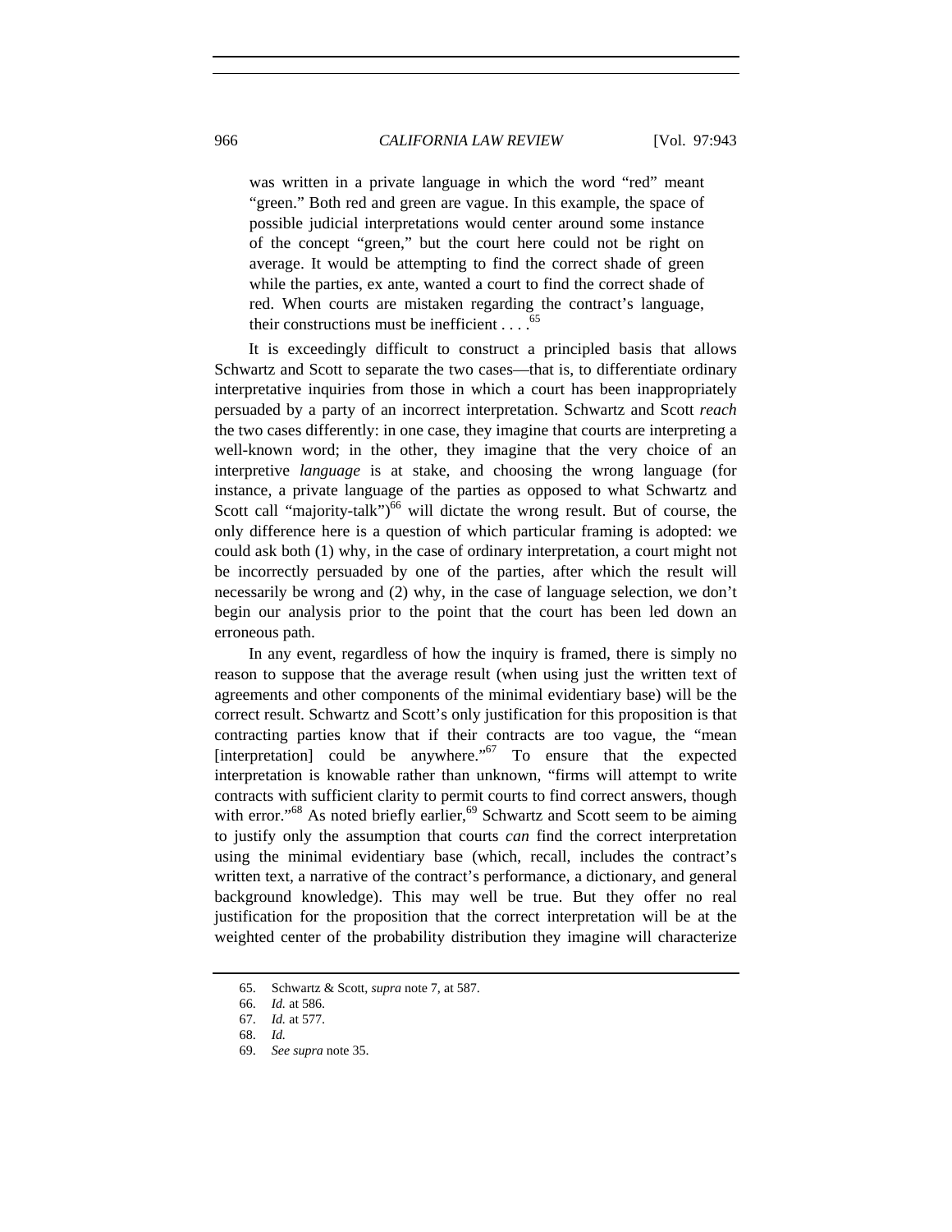> was written in a private language in which the word "red" meant "green." Both red and green are vague. In this example, the space of possible judicial interpretations would center around some instance of the concept "green," but the court here could not be right on average. It would be attempting to find the correct shade of green while the parties, ex ante, wanted a court to find the correct shade of red. When courts are mistaken regarding the contract's language, their constructions must be inefficient . . . .[65]

It is exceedingly difficult to construct a principled basis that allows Schwartz and Scott to separate the two cases—that is, to differentiate ordinary interpretative inquiries from those in which a court has been inappropriately persuaded by a party of an incorrect interpretation. Schwartz and Scott *reach* the two cases differently: in one case, they imagine that courts are interpreting a well-known word; in the other, they imagine that the very choice of an interpretive *language* is at stake, and choosing the wrong language (for instance, a private language of the parties as opposed to what Schwartz and Scott call "majority-talk")[66] will dictate the wrong result. But of course, the only difference here is a question of which particular framing is adopted: we could ask both (1) why, in the case of ordinary interpretation, a court might not be incorrectly persuaded by one of the parties, after which the result will necessarily be wrong and (2) why, in the case of language selection, we don't begin our analysis prior to the point that the court has been led down an erroneous path.

In any event, regardless of how the inquiry is framed, there is simply no reason to suppose that the average result (when using just the written text of agreements and other components of the minimal evidentiary base) will be the correct result. Schwartz and Scott's only justification for this proposition is that contracting parties know that if their contracts are too vague, the "mean [interpretation] could be anywhere."[67] To ensure that the expected interpretation is knowable rather than unknown, "firms will attempt to write contracts with sufficient clarity to permit courts to find correct answers, though with error."[68] As noted briefly earlier,[69] Schwartz and Scott seem to be aiming to justify only the assumption that courts *can* find the correct interpretation using the minimal evidentiary base (which, recall, includes the contract's written text, a narrative of the contract's performance, a dictionary, and general background knowledge). This may well be true. But they offer no real justification for the proposition that the correct interpretation will be at the weighted center of the probability distribution they imagine will characterize

65. Schwartz & Scott, *supra* note 7, at 587.
66. *Id.* at 586.
67. *Id.* at 577.
68. *Id.*
69. *See supra* note 35.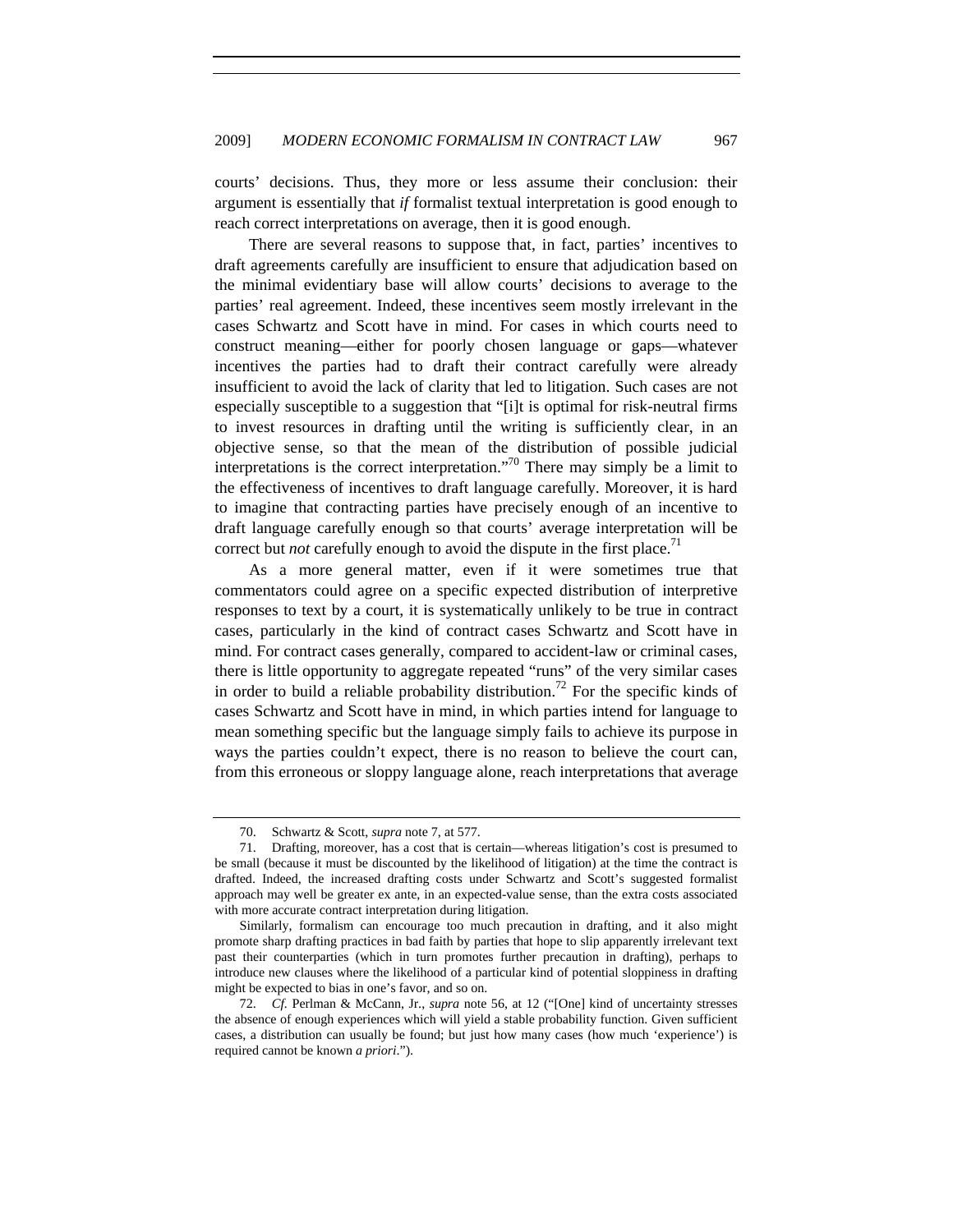courts' decisions. Thus, they more or less assume their conclusion: their argument is essentially that *if* formalist textual interpretation is good enough to reach correct interpretations on average, then it is good enough.

There are several reasons to suppose that, in fact, parties' incentives to draft agreements carefully are insufficient to ensure that adjudication based on the minimal evidentiary base will allow courts' decisions to average to the parties' real agreement. Indeed, these incentives seem mostly irrelevant in the cases Schwartz and Scott have in mind. For cases in which courts need to construct meaning—either for poorly chosen language or gaps—whatever incentives the parties had to draft their contract carefully were already insufficient to avoid the lack of clarity that led to litigation. Such cases are not especially susceptible to a suggestion that "[i]t is optimal for risk-neutral firms to invest resources in drafting until the writing is sufficiently clear, in an objective sense, so that the mean of the distribution of possible judicial interpretations is the correct interpretation."[70] There may simply be a limit to the effectiveness of incentives to draft language carefully. Moreover, it is hard to imagine that contracting parties have precisely enough of an incentive to draft language carefully enough so that courts' average interpretation will be correct but *not* carefully enough to avoid the dispute in the first place.[71]

As a more general matter, even if it were sometimes true that commentators could agree on a specific expected distribution of interpretive responses to text by a court, it is systematically unlikely to be true in contract cases, particularly in the kind of contract cases Schwartz and Scott have in mind. For contract cases generally, compared to accident-law or criminal cases, there is little opportunity to aggregate repeated "runs" of the very similar cases in order to build a reliable probability distribution.[72] For the specific kinds of cases Schwartz and Scott have in mind, in which parties intend for language to mean something specific but the language simply fails to achieve its purpose in ways the parties couldn't expect, there is no reason to believe the court can, from this erroneous or sloppy language alone, reach interpretations that average

---

70. Schwartz & Scott, *supra* note 7, at 577.

71. Drafting, moreover, has a cost that is certain—whereas litigation's cost is presumed to be small (because it must be discounted by the likelihood of litigation) at the time the contract is drafted. Indeed, the increased drafting costs under Schwartz and Scott's suggested formalist approach may well be greater ex ante, in an expected-value sense, than the extra costs associated with more accurate contract interpretation during litigation.

Similarly, formalism can encourage too much precaution in drafting, and it also might promote sharp drafting practices in bad faith by parties that hope to slip apparently irrelevant text past their counterparties (which in turn promotes further precaution in drafting), perhaps to introduce new clauses where the likelihood of a particular kind of potential sloppiness in drafting might be expected to bias in one's favor, and so on.

72. *Cf.* Perlman & McCann, Jr., *supra* note 56, at 12 ("[One] kind of uncertainty stresses the absence of enough experiences which will yield a stable probability function. Given sufficient cases, a distribution can usually be found; but just how many cases (how much 'experience') is required cannot be known *a priori*.").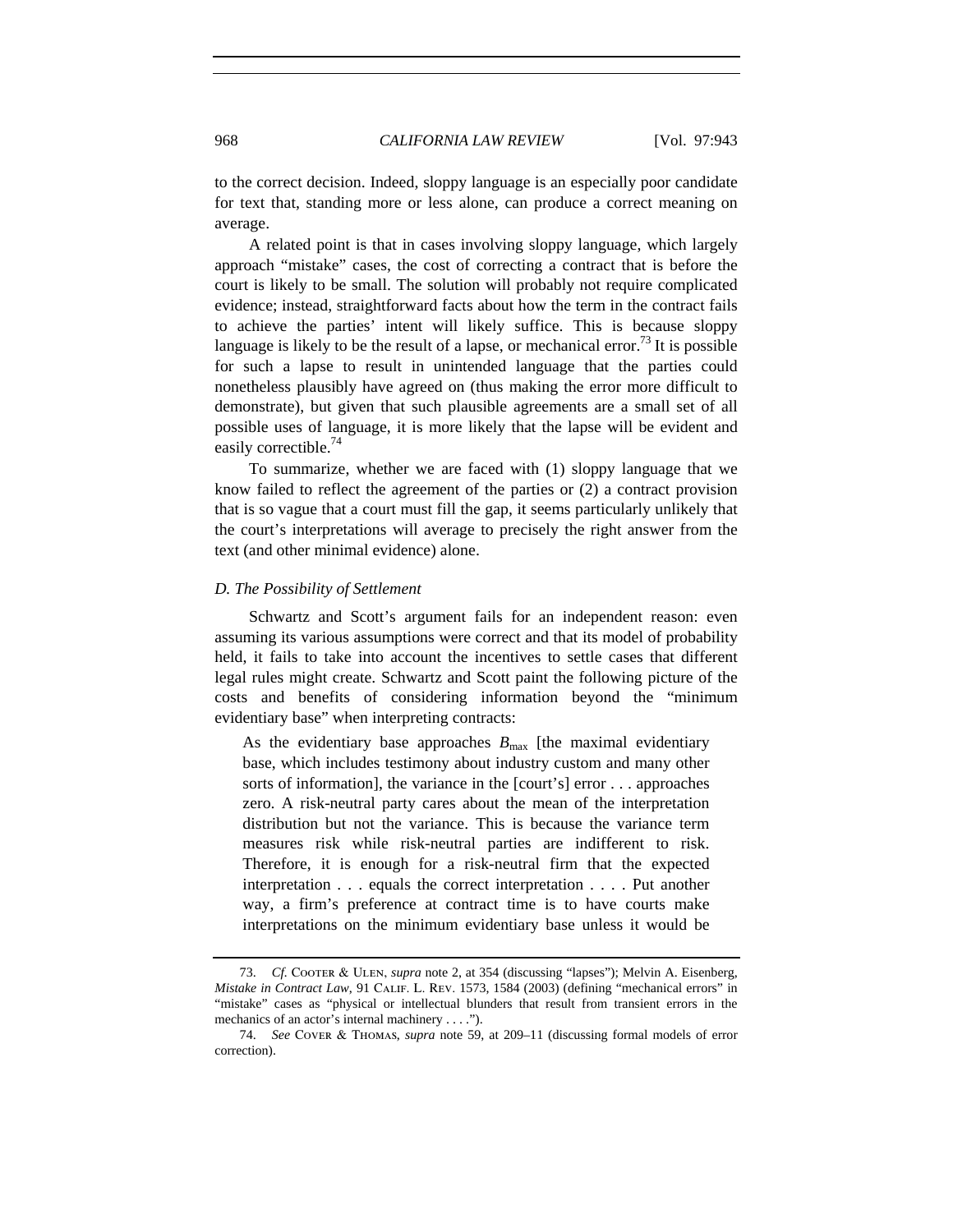to the correct decision. Indeed, sloppy language is an especially poor candidate for text that, standing more or less alone, can produce a correct meaning on average.

A related point is that in cases involving sloppy language, which largely approach "mistake" cases, the cost of correcting a contract that is before the court is likely to be small. The solution will probably not require complicated evidence; instead, straightforward facts about how the term in the contract fails to achieve the parties' intent will likely suffice. This is because sloppy language is likely to be the result of a lapse, or mechanical error.[73] It is possible for such a lapse to result in unintended language that the parties could nonetheless plausibly have agreed on (thus making the error more difficult to demonstrate), but given that such plausible agreements are a small set of all possible uses of language, it is more likely that the lapse will be evident and easily correctible.[74]

To summarize, whether we are faced with (1) sloppy language that we know failed to reflect the agreement of the parties or (2) a contract provision that is so vague that a court must fill the gap, it seems particularly unlikely that the court's interpretations will average to precisely the right answer from the text (and other minimal evidence) alone.

### *D. The Possibility of Settlement*

Schwartz and Scott's argument fails for an independent reason: even assuming its various assumptions were correct and that its model of probability held, it fails to take into account the incentives to settle cases that different legal rules might create. Schwartz and Scott paint the following picture of the costs and benefits of considering information beyond the "minimum evidentiary base" when interpreting contracts:

> As the evidentiary base approaches $B_{\max}$ [the maximal evidentiary base, which includes testimony about industry custom and many other sorts of information], the variance in the [court's] error . . . approaches zero. A risk-neutral party cares about the mean of the interpretation distribution but not the variance. This is because the variance term measures risk while risk-neutral parties are indifferent to risk. Therefore, it is enough for a risk-neutral firm that the expected interpretation . . . equals the correct interpretation . . . . Put another way, a firm's preference at contract time is to have courts make interpretations on the minimum evidentiary base unless it would be

---

73. *Cf.* COOTER & ULEN, *supra* note 2, at 354 (discussing "lapses"); Melvin A. Eisenberg, *Mistake in Contract Law*, 91 CALIF. L. REV. 1573, 1584 (2003) (defining "mechanical errors" in "mistake" cases as "physical or intellectual blunders that result from transient errors in the mechanics of an actor's internal machinery . . . .").

74. *See* COVER & THOMAS, *supra* note 59, at 209–11 (discussing formal models of error correction).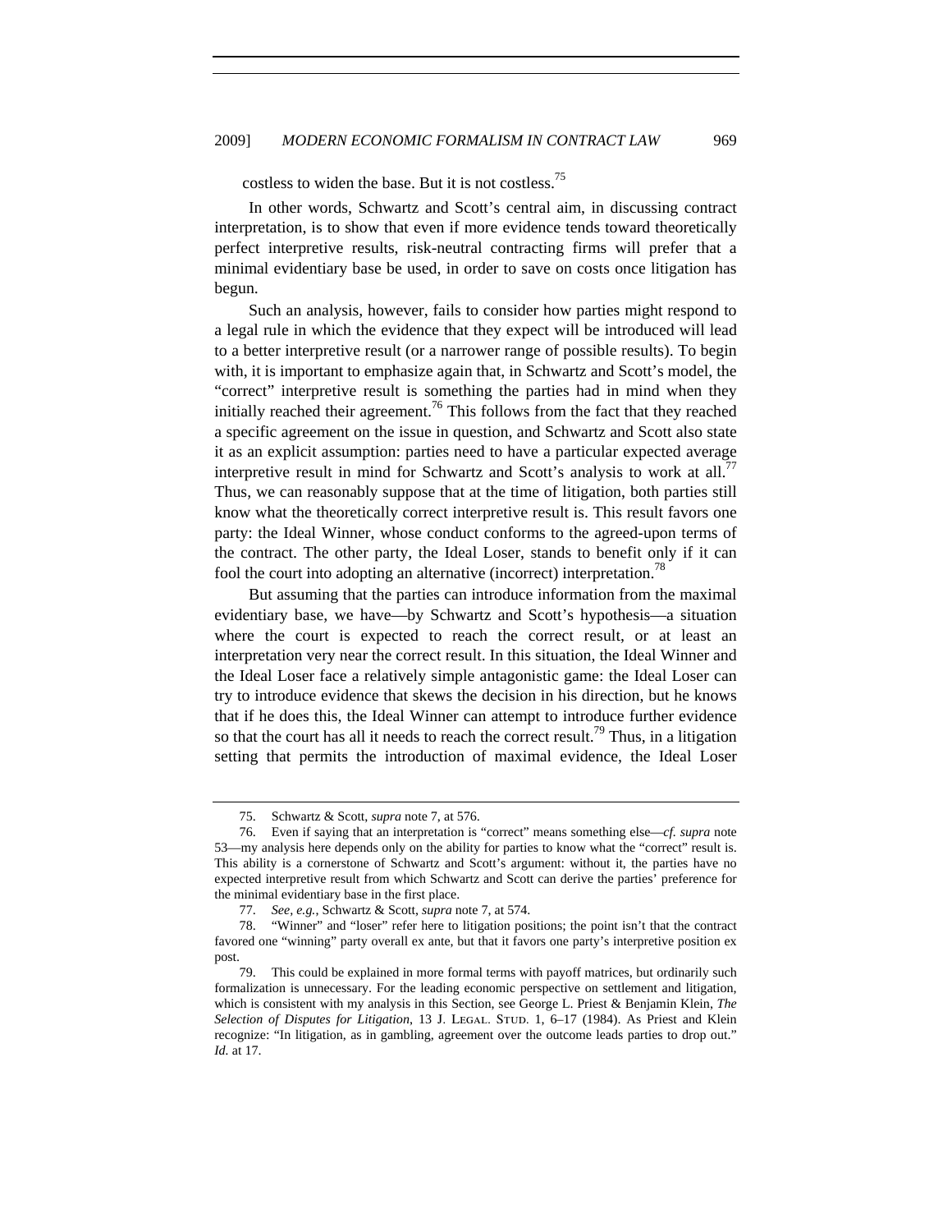costless to widen the base. But it is not costless.[75]

In other words, Schwartz and Scott's central aim, in discussing contract interpretation, is to show that even if more evidence tends toward theoretically perfect interpretive results, risk-neutral contracting firms will prefer that a minimal evidentiary base be used, in order to save on costs once litigation has begun.

Such an analysis, however, fails to consider how parties might respond to a legal rule in which the evidence that they expect will be introduced will lead to a better interpretive result (or a narrower range of possible results). To begin with, it is important to emphasize again that, in Schwartz and Scott's model, the "correct" interpretive result is something the parties had in mind when they initially reached their agreement.[76] This follows from the fact that they reached a specific agreement on the issue in question, and Schwartz and Scott also state it as an explicit assumption: parties need to have a particular expected average interpretive result in mind for Schwartz and Scott's analysis to work at all.[77] Thus, we can reasonably suppose that at the time of litigation, both parties still know what the theoretically correct interpretive result is. This result favors one party: the Ideal Winner, whose conduct conforms to the agreed-upon terms of the contract. The other party, the Ideal Loser, stands to benefit only if it can fool the court into adopting an alternative (incorrect) interpretation.[78]

But assuming that the parties can introduce information from the maximal evidentiary base, we have—by Schwartz and Scott's hypothesis—a situation where the court is expected to reach the correct result, or at least an interpretation very near the correct result. In this situation, the Ideal Winner and the Ideal Loser face a relatively simple antagonistic game: the Ideal Loser can try to introduce evidence that skews the decision in his direction, but he knows that if he does this, the Ideal Winner can attempt to introduce further evidence so that the court has all it needs to reach the correct result.[79] Thus, in a litigation setting that permits the introduction of maximal evidence, the Ideal Loser

---

75. Schwartz & Scott, *supra* note 7, at 576.

76. Even if saying that an interpretation is "correct" means something else—*cf. supra* note 53—my analysis here depends only on the ability for parties to know what the "correct" result is. This ability is a cornerstone of Schwartz and Scott's argument: without it, the parties have no expected interpretive result from which Schwartz and Scott can derive the parties' preference for the minimal evidentiary base in the first place.

77. *See, e.g.*, Schwartz & Scott, *supra* note 7, at 574.

78. "Winner" and "loser" refer here to litigation positions; the point isn't that the contract favored one "winning" party overall ex ante, but that it favors one party's interpretive position ex post.

79. This could be explained in more formal terms with payoff matrices, but ordinarily such formalization is unnecessary. For the leading economic perspective on settlement and litigation, which is consistent with my analysis in this Section, see George L. Priest & Benjamin Klein, *The Selection of Disputes for Litigation*, 13 J. LEGAL. STUD. 1, 6–17 (1984). As Priest and Klein recognize: "In litigation, as in gambling, agreement over the outcome leads parties to drop out." *Id.* at 17.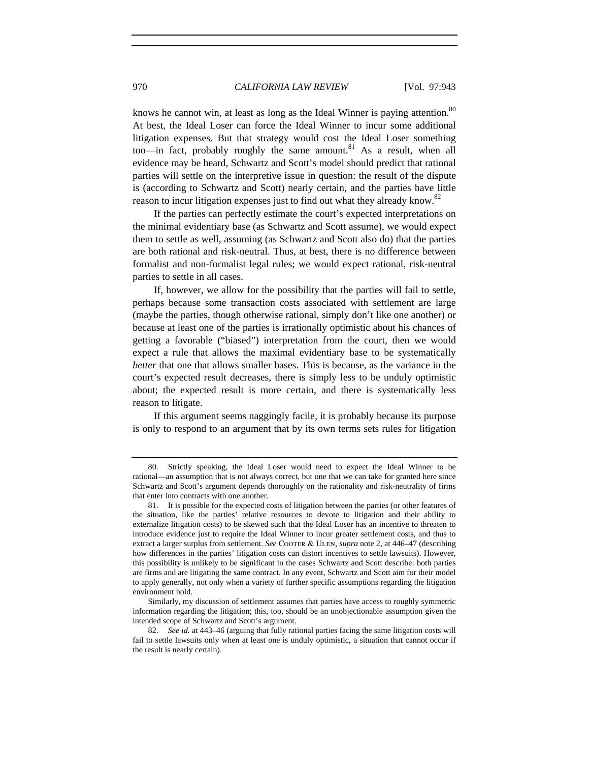knows he cannot win, at least as long as the Ideal Winner is paying attention.[80] At best, the Ideal Loser can force the Ideal Winner to incur some additional litigation expenses. But that strategy would cost the Ideal Loser something too—in fact, probably roughly the same amount.[81] As a result, when all evidence may be heard, Schwartz and Scott's model should predict that rational parties will settle on the interpretive issue in question: the result of the dispute is (according to Schwartz and Scott) nearly certain, and the parties have little reason to incur litigation expenses just to find out what they already know.[82]

If the parties can perfectly estimate the court's expected interpretations on the minimal evidentiary base (as Schwartz and Scott assume), we would expect them to settle as well, assuming (as Schwartz and Scott also do) that the parties are both rational and risk-neutral. Thus, at best, there is no difference between formalist and non-formalist legal rules; we would expect rational, risk-neutral parties to settle in all cases.

If, however, we allow for the possibility that the parties will fail to settle, perhaps because some transaction costs associated with settlement are large (maybe the parties, though otherwise rational, simply don't like one another) or because at least one of the parties is irrationally optimistic about his chances of getting a favorable ("biased") interpretation from the court, then we would expect a rule that allows the maximal evidentiary base to be systematically *better* that one that allows smaller bases. This is because, as the variance in the court's expected result decreases, there is simply less to be unduly optimistic about; the expected result is more certain, and there is systematically less reason to litigate.

If this argument seems naggingly facile, it is probably because its purpose is only to respond to an argument that by its own terms sets rules for litigation

---

80. Strictly speaking, the Ideal Loser would need to expect the Ideal Winner to be rational—an assumption that is not always correct, but one that we can take for granted here since Schwartz and Scott's argument depends thoroughly on the rationality and risk-neutrality of firms that enter into contracts with one another.

81. It is possible for the expected costs of litigation between the parties (or other features of the situation, like the parties' relative resources to devote to litigation and their ability to externalize litigation costs) to be skewed such that the Ideal Loser has an incentive to threaten to introduce evidence just to require the Ideal Winner to incur greater settlement costs, and thus to extract a larger surplus from settlement. *See* COOTER & ULEN, *supra* note 2, at 446–47 (describing how differences in the parties' litigation costs can distort incentives to settle lawsuits). However, this possibility is unlikely to be significant in the cases Schwartz and Scott describe: both parties are firms and are litigating the same contract. In any event, Schwartz and Scott aim for their model to apply generally, not only when a variety of further specific assumptions regarding the litigation environment hold.

Similarly, my discussion of settlement assumes that parties have access to roughly symmetric information regarding the litigation; this, too, should be an unobjectionable assumption given the intended scope of Schwartz and Scott's argument.

82. *See id.* at 443–46 (arguing that fully rational parties facing the same litigation costs will fail to settle lawsuits only when at least one is unduly optimistic, a situation that cannot occur if the result is nearly certain).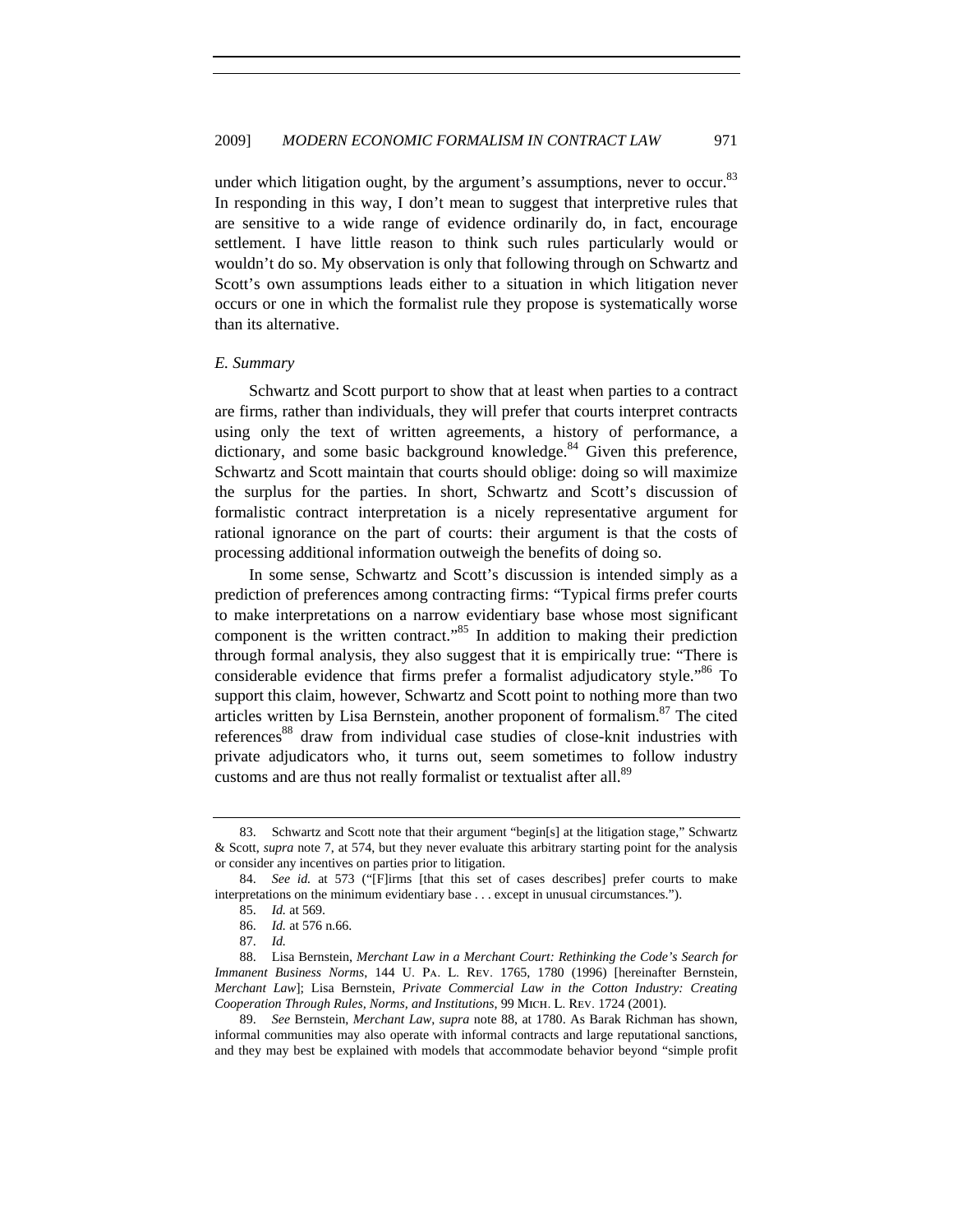under which litigation ought, by the argument's assumptions, never to occur.[83] In responding in this way, I don't mean to suggest that interpretive rules that are sensitive to a wide range of evidence ordinarily do, in fact, encourage settlement. I have little reason to think such rules particularly would or wouldn't do so. My observation is only that following through on Schwartz and Scott's own assumptions leads either to a situation in which litigation never occurs or one in which the formalist rule they propose is systematically worse than its alternative.

### *E. Summary*

Schwartz and Scott purport to show that at least when parties to a contract are firms, rather than individuals, they will prefer that courts interpret contracts using only the text of written agreements, a history of performance, a dictionary, and some basic background knowledge.[84] Given this preference, Schwartz and Scott maintain that courts should oblige: doing so will maximize the surplus for the parties. In short, Schwartz and Scott's discussion of formalistic contract interpretation is a nicely representative argument for rational ignorance on the part of courts: their argument is that the costs of processing additional information outweigh the benefits of doing so.

In some sense, Schwartz and Scott's discussion is intended simply as a prediction of preferences among contracting firms: "Typical firms prefer courts to make interpretations on a narrow evidentiary base whose most significant component is the written contract."[85] In addition to making their prediction through formal analysis, they also suggest that it is empirically true: "There is considerable evidence that firms prefer a formalist adjudicatory style."[86] To support this claim, however, Schwartz and Scott point to nothing more than two articles written by Lisa Bernstein, another proponent of formalism.[87] The cited references[88] draw from individual case studies of close-knit industries with private adjudicators who, it turns out, seem sometimes to follow industry customs and are thus not really formalist or textualist after all.[89]

---

83. Schwartz and Scott note that their argument "begin[s] at the litigation stage," Schwartz & Scott, *supra* note 7, at 574, but they never evaluate this arbitrary starting point for the analysis or consider any incentives on parties prior to litigation.

84. *See id.* at 573 ("[F]irms [that this set of cases describes] prefer courts to make interpretations on the minimum evidentiary base . . . except in unusual circumstances.").

85. *Id.* at 569.

86. *Id.* at 576 n.66.

87. *Id.*

88. Lisa Bernstein, *Merchant Law in a Merchant Court: Rethinking the Code's Search for Immanent Business Norms*, 144 U. PA. L. REV. 1765, 1780 (1996) [hereinafter Bernstein, *Merchant Law*]; Lisa Bernstein, *Private Commercial Law in the Cotton Industry: Creating Cooperation Through Rules, Norms, and Institutions*, 99 MICH. L. REV. 1724 (2001).

89. *See* Bernstein, *Merchant Law*, *supra* note 88, at 1780. As Barak Richman has shown, informal communities may also operate with informal contracts and large reputational sanctions, and they may best be explained with models that accommodate behavior beyond "simple profit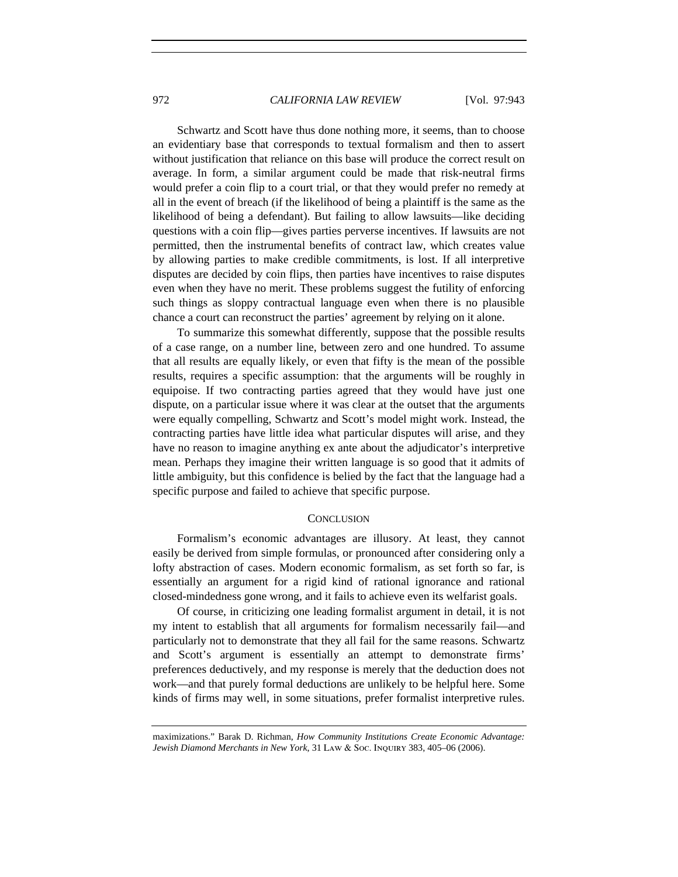Schwartz and Scott have thus done nothing more, it seems, than to choose an evidentiary base that corresponds to textual formalism and then to assert without justification that reliance on this base will produce the correct result on average. In form, a similar argument could be made that risk-neutral firms would prefer a coin flip to a court trial, or that they would prefer no remedy at all in the event of breach (if the likelihood of being a plaintiff is the same as the likelihood of being a defendant). But failing to allow lawsuits—like deciding questions with a coin flip—gives parties perverse incentives. If lawsuits are not permitted, then the instrumental benefits of contract law, which creates value by allowing parties to make credible commitments, is lost. If all interpretive disputes are decided by coin flips, then parties have incentives to raise disputes even when they have no merit. These problems suggest the futility of enforcing such things as sloppy contractual language even when there is no plausible chance a court can reconstruct the parties' agreement by relying on it alone.

To summarize this somewhat differently, suppose that the possible results of a case range, on a number line, between zero and one hundred. To assume that all results are equally likely, or even that fifty is the mean of the possible results, requires a specific assumption: that the arguments will be roughly in equipoise. If two contracting parties agreed that they would have just one dispute, on a particular issue where it was clear at the outset that the arguments were equally compelling, Schwartz and Scott's model might work. Instead, the contracting parties have little idea what particular disputes will arise, and they have no reason to imagine anything ex ante about the adjudicator's interpretive mean. Perhaps they imagine their written language is so good that it admits of little ambiguity, but this confidence is belied by the fact that the language had a specific purpose and failed to achieve that specific purpose.

## CONCLUSION

Formalism's economic advantages are illusory. At least, they cannot easily be derived from simple formulas, or pronounced after considering only a lofty abstraction of cases. Modern economic formalism, as set forth so far, is essentially an argument for a rigid kind of rational ignorance and rational closed-mindedness gone wrong, and it fails to achieve even its welfarist goals.

Of course, in criticizing one leading formalist argument in detail, it is not my intent to establish that all arguments for formalism necessarily fail—and particularly not to demonstrate that they all fail for the same reasons. Schwartz and Scott's argument is essentially an attempt to demonstrate firms' preferences deductively, and my response is merely that the deduction does not work—and that purely formal deductions are unlikely to be helpful here. Some kinds of firms may well, in some situations, prefer formalist interpretive rules.

maximizations." Barak D. Richman, *How Community Institutions Create Economic Advantage: Jewish Diamond Merchants in New York*, 31 LAW & SOC. INQUIRY 383, 405–06 (2006).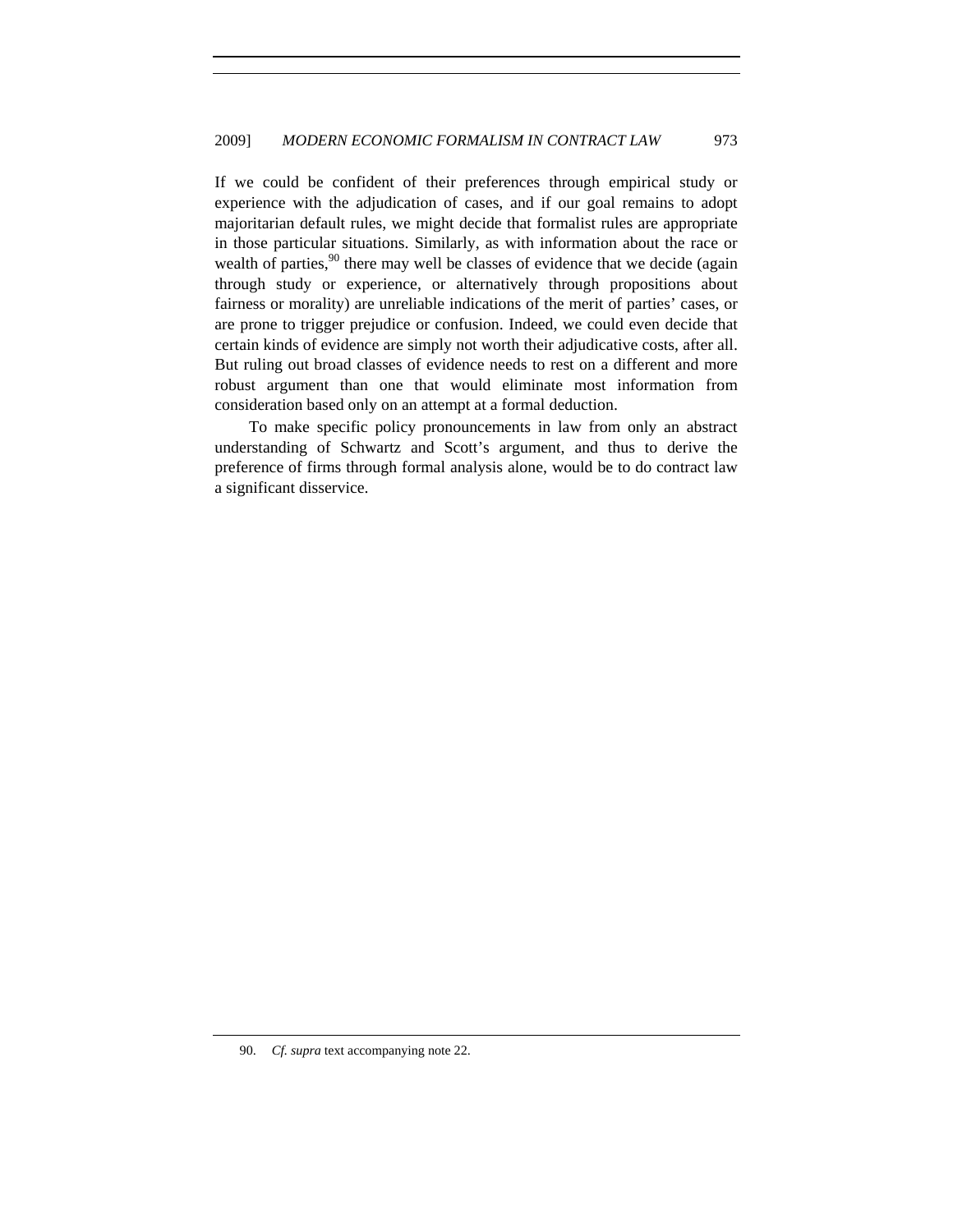If we could be confident of their preferences through empirical study or experience with the adjudication of cases, and if our goal remains to adopt majoritarian default rules, we might decide that formalist rules are appropriate in those particular situations. Similarly, as with information about the race or wealth of parties,[90] there may well be classes of evidence that we decide (again through study or experience, or alternatively through propositions about fairness or morality) are unreliable indications of the merit of parties' cases, or are prone to trigger prejudice or confusion. Indeed, we could even decide that certain kinds of evidence are simply not worth their adjudicative costs, after all. But ruling out broad classes of evidence needs to rest on a different and more robust argument than one that would eliminate most information from consideration based only on an attempt at a formal deduction.

To make specific policy pronouncements in law from only an abstract understanding of Schwartz and Scott's argument, and thus to derive the preference of firms through formal analysis alone, would be to do contract law a significant disservice.

---

90. *Cf. supra* text accompanying note 22.